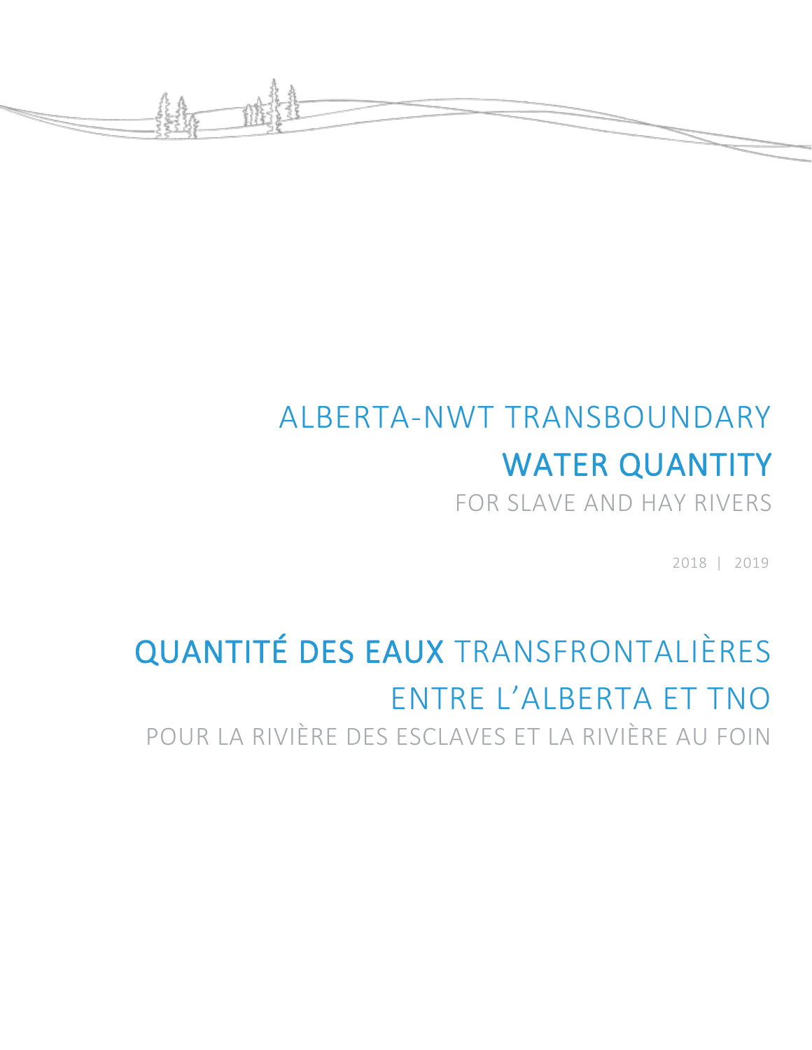# ALBERTA-NWT TRANSBOUNDARY

# WATER QUANTITY

## FOR SLAVE AND HAY RIVERS

2018 | 2019

# QUANTITÉ DES EAUX TRANSFRONTALIÈRES ENTRE L'ALBERTA ET TNO

## POUR LA RIVIÈRE DES ESCLAVES ET LA RIVIÈRE AU FOIN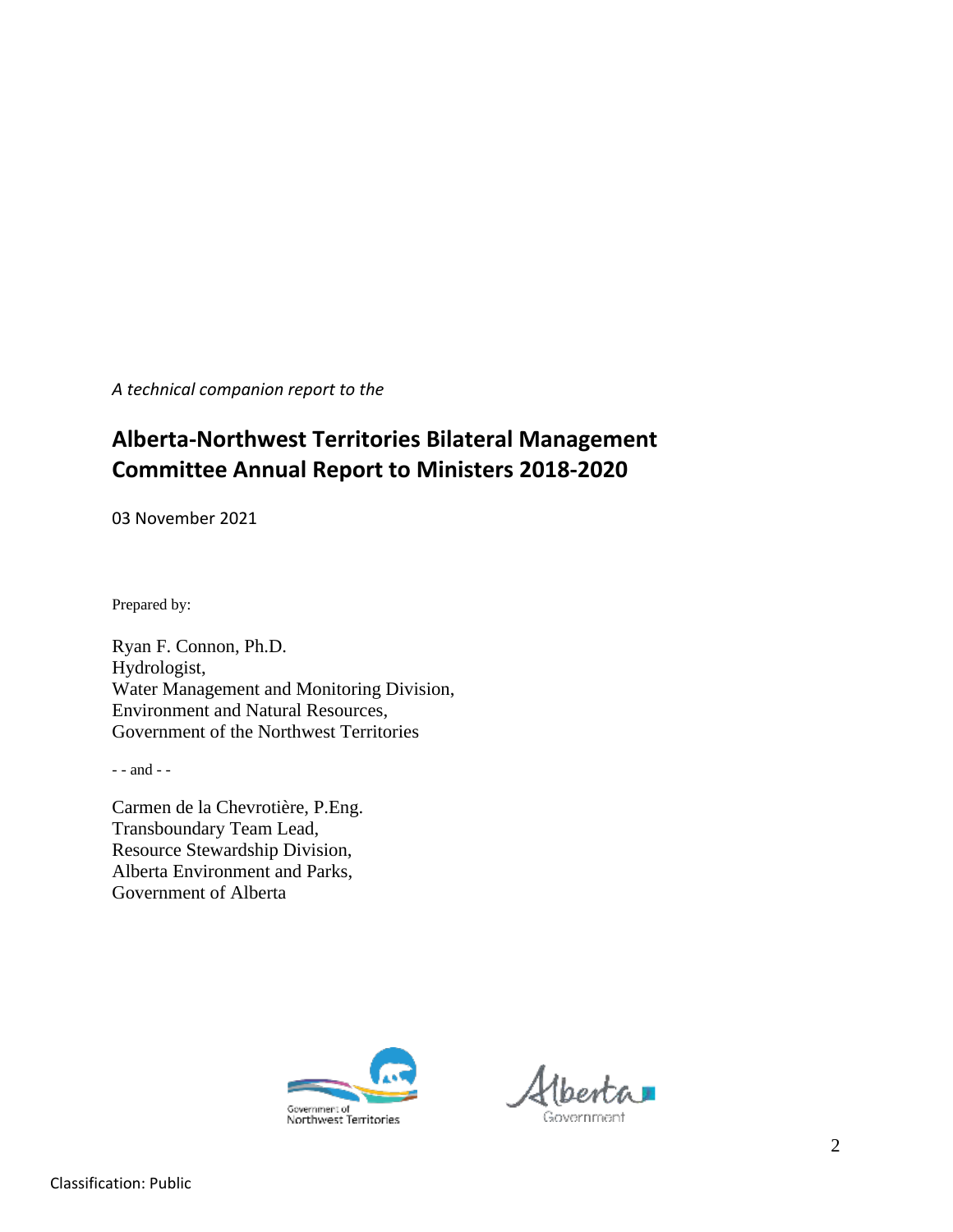*A technical companion report to the*

# Alberta-Northwest Territories Bilateral Management Committee Annual Report to Ministers 2018-2020

03 November 2021

Prepared by:

Ryan F. Connon, Ph.D.
Hydrologist,
Water Management and Monitoring Division,
Environment and Natural Resources,
Government of the Northwest Territories

\- - and - -

Carmen de la Chevrotière, P.Eng.
Transboundary Team Lead,
Resource Stewardship Division,
Alberta Environment and Parks,
Government of Alberta

Government of Northwest Territories

Alberta Government

Classification: Public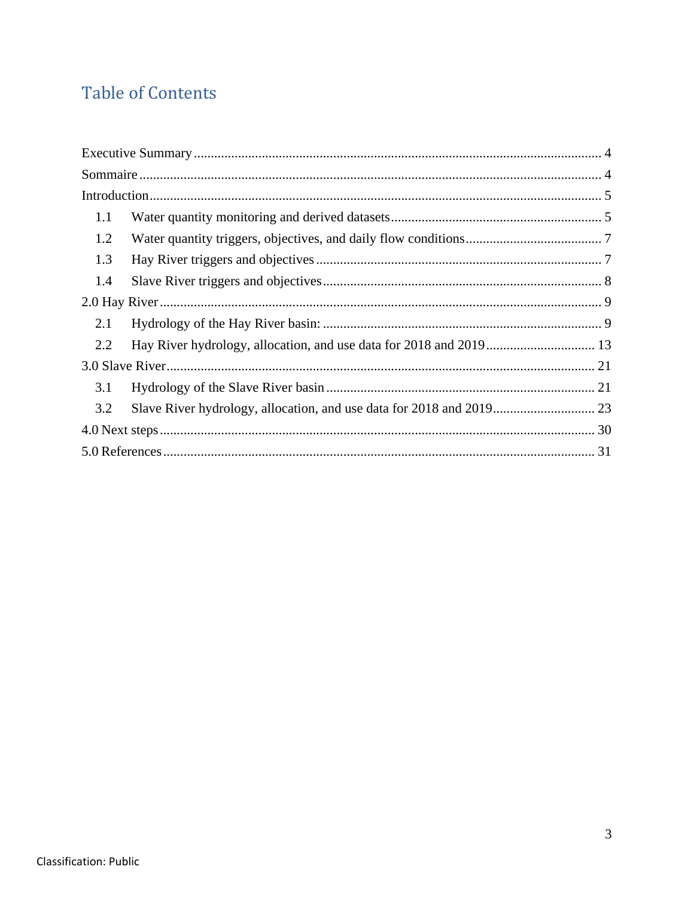# Table of Contents

Executive Summary ..................................................................... 4

Sommaire ..................................................................... 4

Introduction ..................................................................... 5

- 1.1 Water quantity monitoring and derived datasets ..................................................................... 5
- 1.2 Water quantity triggers, objectives, and daily flow conditions ..................................................................... 7
- 1.3 Hay River triggers and objectives ..................................................................... 7
- 1.4 Slave River triggers and objectives ..................................................................... 8

2.0 Hay River ..................................................................... 9

- 2.1 Hydrology of the Hay River basin: ..................................................................... 9
- 2.2 Hay River hydrology, allocation, and use data for 2018 and 2019 ..................................................................... 13

3.0 Slave River ..................................................................... 21

- 3.1 Hydrology of the Slave River basin ..................................................................... 21
- 3.2 Slave River hydrology, allocation, and use data for 2018 and 2019 ..................................................................... 23

4.0 Next steps ..................................................................... 30

5.0 References ..................................................................... 31

Classification: Public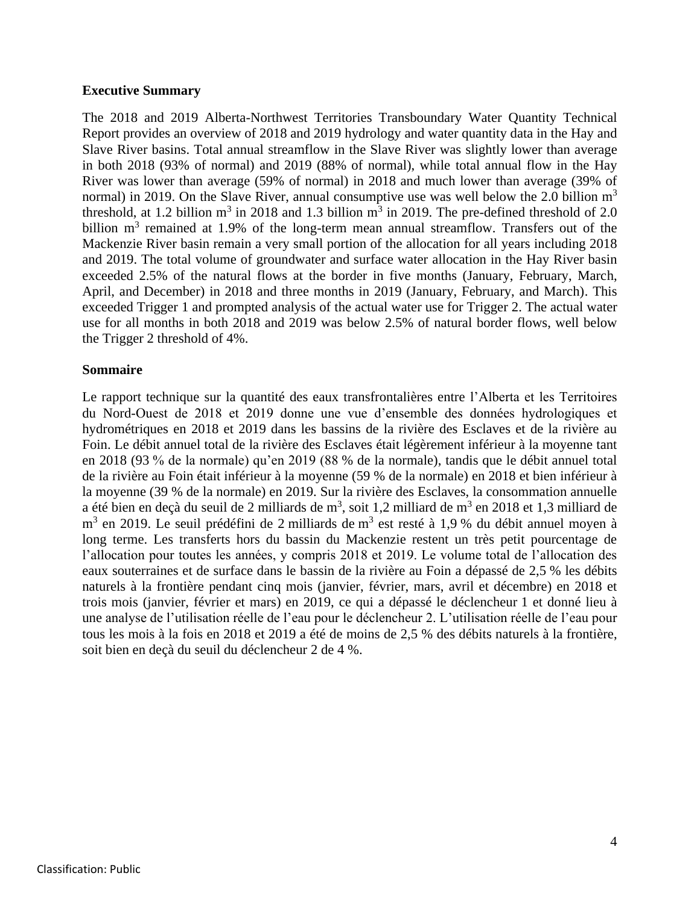## Executive Summary

The 2018 and 2019 Alberta-Northwest Territories Transboundary Water Quantity Technical Report provides an overview of 2018 and 2019 hydrology and water quantity data in the Hay and Slave River basins. Total annual streamflow in the Slave River was slightly lower than average in both 2018 (93% of normal) and 2019 (88% of normal), while total annual flow in the Hay River was lower than average (59% of normal) in 2018 and much lower than average (39% of normal) in 2019. On the Slave River, annual consumptive use was well below the 2.0 billion $m^3$ threshold, at 1.2 billion $m^3$ in 2018 and 1.3 billion $m^3$ in 2019. The pre-defined threshold of 2.0 billion $m^3$ remained at 1.9% of the long-term mean annual streamflow. Transfers out of the Mackenzie River basin remain a very small portion of the allocation for all years including 2018 and 2019. The total volume of groundwater and surface water allocation in the Hay River basin exceeded 2.5% of the natural flows at the border in five months (January, February, March, April, and December) in 2018 and three months in 2019 (January, February, and March). This exceeded Trigger 1 and prompted analysis of the actual water use for Trigger 2. The actual water use for all months in both 2018 and 2019 was below 2.5% of natural border flows, well below the Trigger 2 threshold of 4%.

## Sommaire

Le rapport technique sur la quantité des eaux transfrontalières entre l'Alberta et les Territoires du Nord-Ouest de 2018 et 2019 donne une vue d'ensemble des données hydrologiques et hydrométriques en 2018 et 2019 dans les bassins de la rivière des Esclaves et de la rivière au Foin. Le débit annuel total de la rivière des Esclaves était légèrement inférieur à la moyenne tant en 2018 (93 % de la normale) qu'en 2019 (88 % de la normale), tandis que le débit annuel total de la rivière au Foin était inférieur à la moyenne (59 % de la normale) en 2018 et bien inférieur à la moyenne (39 % de la normale) en 2019. Sur la rivière des Esclaves, la consommation annuelle a été bien en deçà du seuil de 2 milliards de $m^3$, soit 1,2 milliard de $m^3$ en 2018 et 1,3 milliard de $m^3$ en 2019. Le seuil prédéfini de 2 milliards de $m^3$ est resté à 1,9 % du débit annuel moyen à long terme. Les transferts hors du bassin du Mackenzie restent un très petit pourcentage de l'allocation pour toutes les années, y compris 2018 et 2019. Le volume total de l'allocation des eaux souterraines et de surface dans le bassin de la rivière au Foin a dépassé de 2,5 % les débits naturels à la frontière pendant cinq mois (janvier, février, mars, avril et décembre) en 2018 et trois mois (janvier, février et mars) en 2019, ce qui a dépassé le déclencheur 1 et donné lieu à une analyse de l'utilisation réelle de l'eau pour le déclencheur 2. L'utilisation réelle de l'eau pour tous les mois à la fois en 2018 et 2019 a été de moins de 2,5 % des débits naturels à la frontière, soit bien en deçà du seuil du déclencheur 2 de 4 %.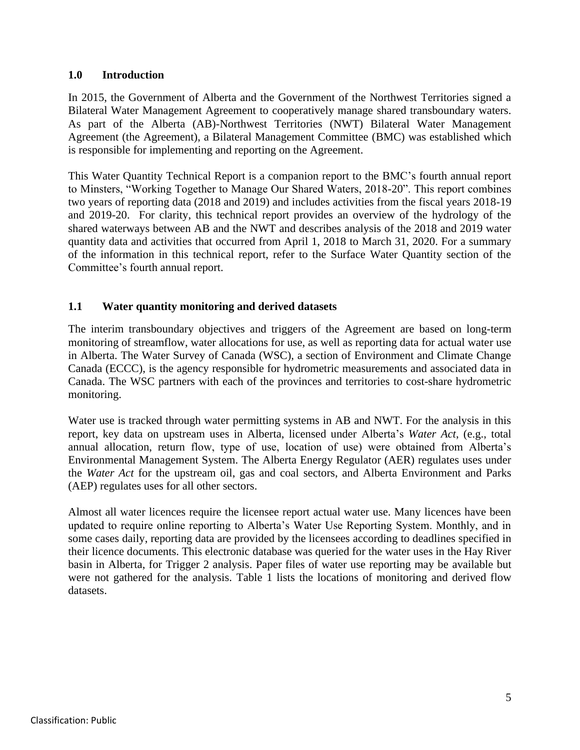## 1.0 Introduction

In 2015, the Government of Alberta and the Government of the Northwest Territories signed a Bilateral Water Management Agreement to cooperatively manage shared transboundary waters. As part of the Alberta (AB)-Northwest Territories (NWT) Bilateral Water Management Agreement (the Agreement), a Bilateral Management Committee (BMC) was established which is responsible for implementing and reporting on the Agreement.

This Water Quantity Technical Report is a companion report to the BMC's fourth annual report to Minsters, "Working Together to Manage Our Shared Waters, 2018-20". This report combines two years of reporting data (2018 and 2019) and includes activities from the fiscal years 2018-19 and 2019-20. For clarity, this technical report provides an overview of the hydrology of the shared waterways between AB and the NWT and describes analysis of the 2018 and 2019 water quantity data and activities that occurred from April 1, 2018 to March 31, 2020. For a summary of the information in this technical report, refer to the Surface Water Quantity section of the Committee's fourth annual report.

### 1.1 Water quantity monitoring and derived datasets

The interim transboundary objectives and triggers of the Agreement are based on long-term monitoring of streamflow, water allocations for use, as well as reporting data for actual water use in Alberta. The Water Survey of Canada (WSC), a section of Environment and Climate Change Canada (ECCC), is the agency responsible for hydrometric measurements and associated data in Canada. The WSC partners with each of the provinces and territories to cost-share hydrometric monitoring.

Water use is tracked through water permitting systems in AB and NWT. For the analysis in this report, key data on upstream uses in Alberta, licensed under Alberta's *Water Act*, (e.g., total annual allocation, return flow, type of use, location of use) were obtained from Alberta's Environmental Management System. The Alberta Energy Regulator (AER) regulates uses under the *Water Act* for the upstream oil, gas and coal sectors, and Alberta Environment and Parks (AEP) regulates uses for all other sectors.

Almost all water licences require the licensee report actual water use. Many licences have been updated to require online reporting to Alberta's Water Use Reporting System. Monthly, and in some cases daily, reporting data are provided by the licensees according to deadlines specified in their licence documents. This electronic database was queried for the water uses in the Hay River basin in Alberta, for Trigger 2 analysis. Paper files of water use reporting may be available but were not gathered for the analysis. Table 1 lists the locations of monitoring and derived flow datasets.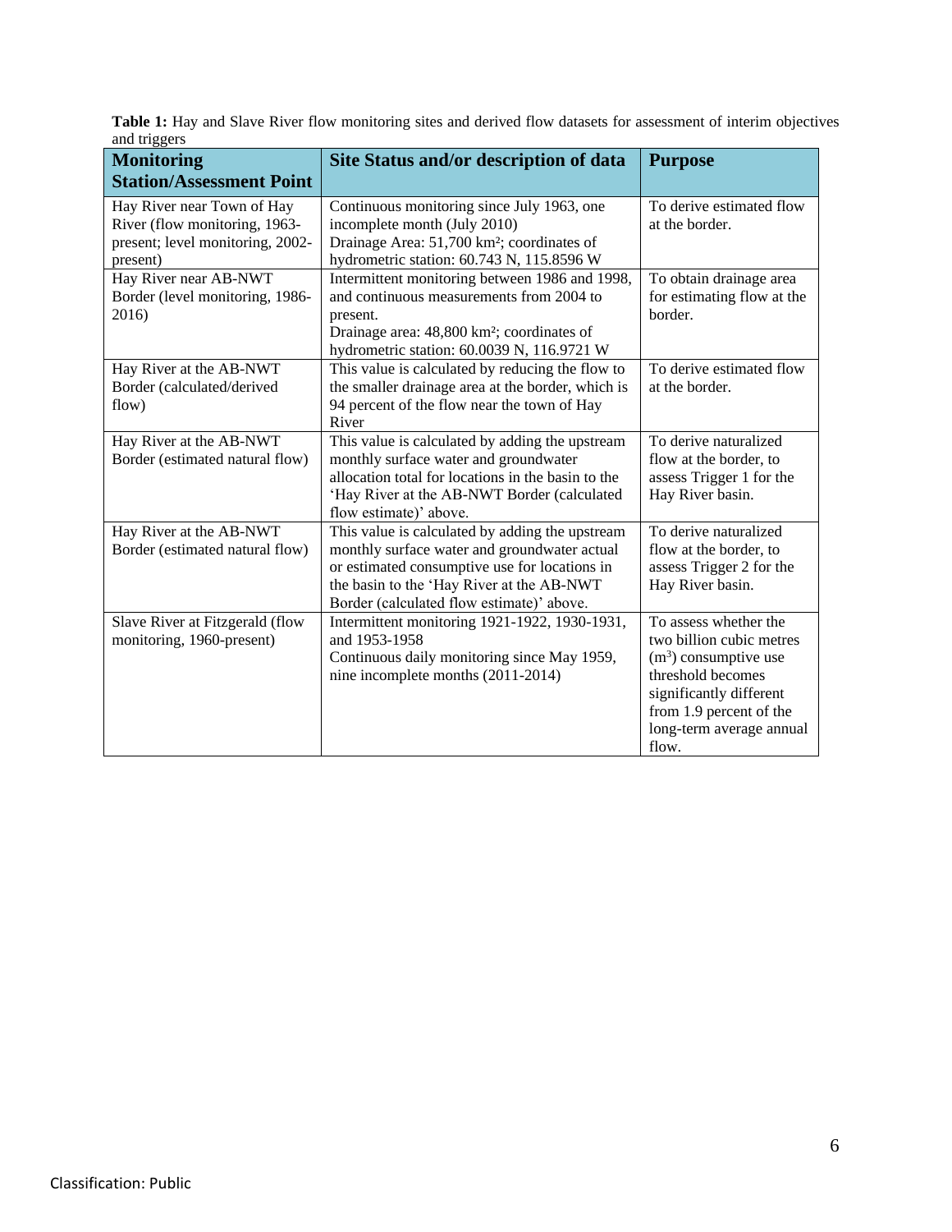**Table 1:** Hay and Slave River flow monitoring sites and derived flow datasets for assessment of interim objectives and triggers

| Monitoring Station/Assessment Point | Site Status and/or description of data | Purpose |
| --- | --- | --- |
| Hay River near Town of Hay River (flow monitoring, 1963-present; level monitoring, 2002-present) | Continuous monitoring since July 1963, one incomplete month (July 2010)<br>Drainage Area: 51,700 km²; coordinates of hydrometric station: 60.743 N, 115.8596 W | To derive estimated flow at the border. |
| Hay River near AB-NWT Border (level monitoring, 1986-2016) | Intermittent monitoring between 1986 and 1998, and continuous measurements from 2004 to present.<br>Drainage area: 48,800 km²; coordinates of hydrometric station: 60.0039 N, 116.9721 W | To obtain drainage area for estimating flow at the border. |
| Hay River at the AB-NWT Border (calculated/derived flow) | This value is calculated by reducing the flow to the smaller drainage area at the border, which is 94 percent of the flow near the town of Hay River | To derive estimated flow at the border. |
| Hay River at the AB-NWT Border (estimated natural flow) | This value is calculated by adding the upstream monthly surface water and groundwater allocation total for locations in the basin to the 'Hay River at the AB-NWT Border (calculated flow estimate)' above. | To derive naturalized flow at the border, to assess Trigger 1 for the Hay River basin. |
| Hay River at the AB-NWT Border (estimated natural flow) | This value is calculated by adding the upstream monthly surface water and groundwater actual or estimated consumptive use for locations in the basin to the 'Hay River at the AB-NWT Border (calculated flow estimate)' above. | To derive naturalized flow at the border, to assess Trigger 2 for the Hay River basin. |
| Slave River at Fitzgerald (flow monitoring, 1960-present) | Intermittent monitoring 1921-1922, 1930-1931, and 1953-1958<br>Continuous daily monitoring since May 1959, nine incomplete months (2011-2014) | To assess whether the two billion cubic metres ($m^3$) consumptive use threshold becomes significantly different from 1.9 percent of the long-term average annual flow. |

Classification: Public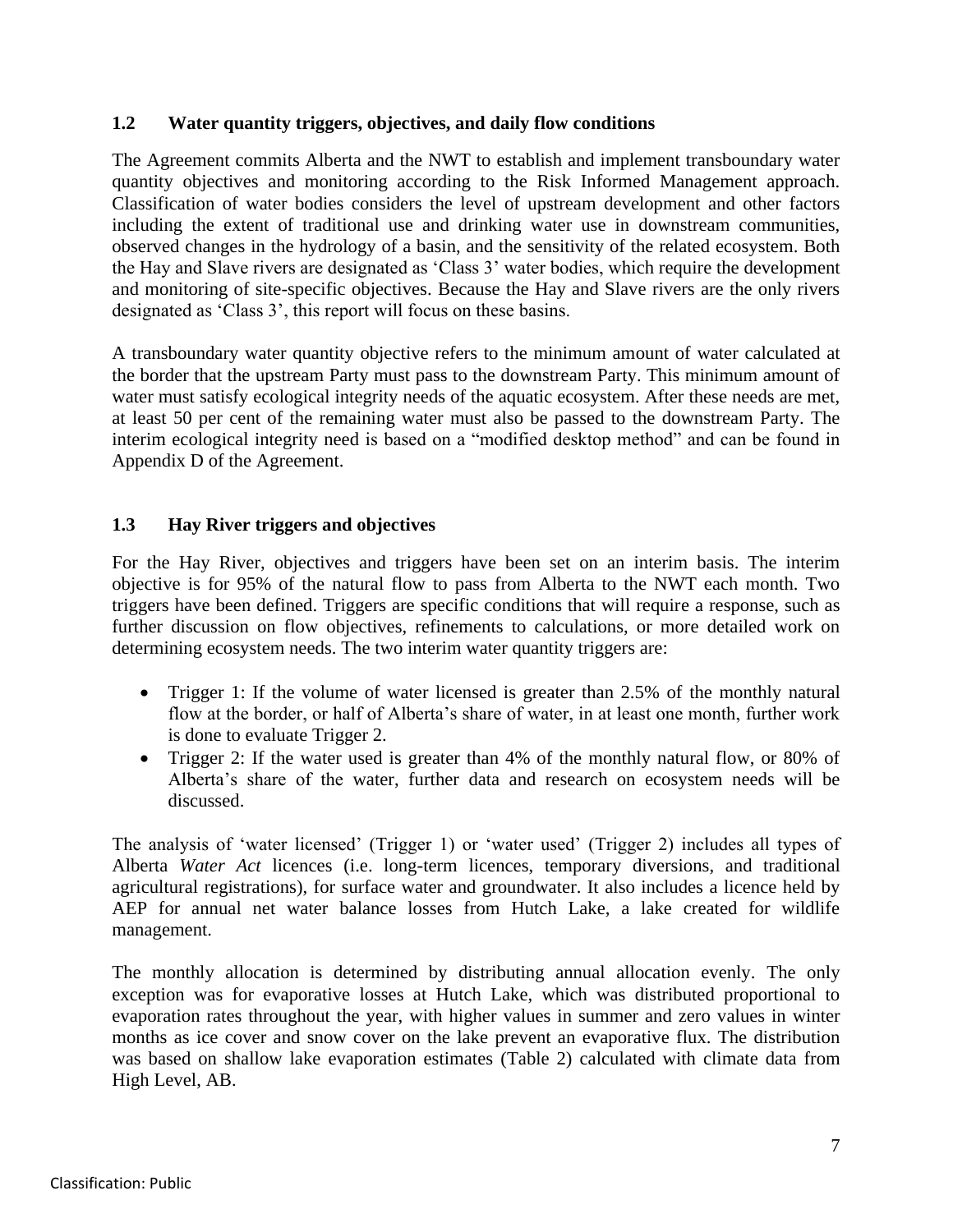### 1.2 Water quantity triggers, objectives, and daily flow conditions

The Agreement commits Alberta and the NWT to establish and implement transboundary water quantity objectives and monitoring according to the Risk Informed Management approach. Classification of water bodies considers the level of upstream development and other factors including the extent of traditional use and drinking water use in downstream communities, observed changes in the hydrology of a basin, and the sensitivity of the related ecosystem. Both the Hay and Slave rivers are designated as 'Class 3' water bodies, which require the development and monitoring of site-specific objectives. Because the Hay and Slave rivers are the only rivers designated as 'Class 3', this report will focus on these basins.

A transboundary water quantity objective refers to the minimum amount of water calculated at the border that the upstream Party must pass to the downstream Party. This minimum amount of water must satisfy ecological integrity needs of the aquatic ecosystem. After these needs are met, at least 50 per cent of the remaining water must also be passed to the downstream Party. The interim ecological integrity need is based on a "modified desktop method" and can be found in Appendix D of the Agreement.

### 1.3 Hay River triggers and objectives

For the Hay River, objectives and triggers have been set on an interim basis. The interim objective is for 95% of the natural flow to pass from Alberta to the NWT each month. Two triggers have been defined. Triggers are specific conditions that will require a response, such as further discussion on flow objectives, refinements to calculations, or more detailed work on determining ecosystem needs. The two interim water quantity triggers are:

- Trigger 1: If the volume of water licensed is greater than 2.5% of the monthly natural flow at the border, or half of Alberta's share of water, in at least one month, further work is done to evaluate Trigger 2.
- Trigger 2: If the water used is greater than 4% of the monthly natural flow, or 80% of Alberta's share of the water, further data and research on ecosystem needs will be discussed.

The analysis of 'water licensed' (Trigger 1) or 'water used' (Trigger 2) includes all types of Alberta *Water Act* licences (i.e. long-term licences, temporary diversions, and traditional agricultural registrations), for surface water and groundwater. It also includes a licence held by AEP for annual net water balance losses from Hutch Lake, a lake created for wildlife management.

The monthly allocation is determined by distributing annual allocation evenly. The only exception was for evaporative losses at Hutch Lake, which was distributed proportional to evaporation rates throughout the year, with higher values in summer and zero values in winter months as ice cover and snow cover on the lake prevent an evaporative flux. The distribution was based on shallow lake evaporation estimates (Table 2) calculated with climate data from High Level, AB.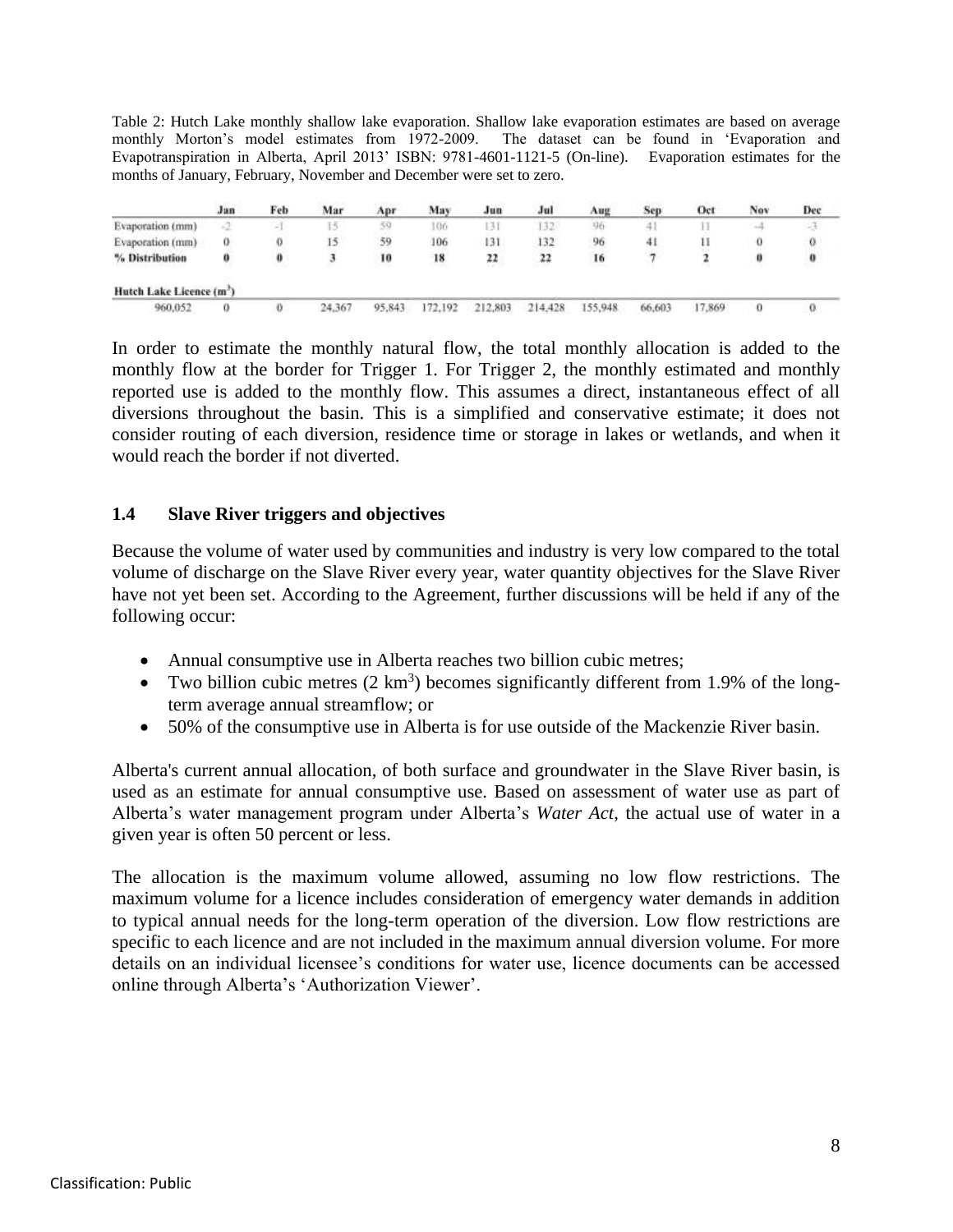Table 2: Hutch Lake monthly shallow lake evaporation. Shallow lake evaporation estimates are based on average monthly Morton's model estimates from 1972-2009. The dataset can be found in 'Evaporation and Evapotranspiration in Alberta, April 2013' ISBN: 9781-4601-1121-5 (On-line). Evaporation estimates for the months of January, February, November and December were set to zero.

| | Jan | Feb | Mar | Apr | May | Jun | Jul | Aug | Sep | Oct | Nov | Dec |
|---|---|---|---|---|---|---|---|---|---|---|---|---|
| Evaporation (mm) | -2 | -1 | 15 | 59 | 106 | 131 | 132 | 96 | 41 | 11 | -4 | -3 |
| Evaporation (mm) | 0 | 0 | 15 | 59 | 106 | 131 | 132 | 96 | 41 | 11 | 0 | 0 |
| **% Distribution** | **0** | **0** | **3** | **10** | **18** | **22** | **22** | **16** | **7** | **2** | **0** | **0** |
| **Hutch Lake Licence ($m^3$)** | | | | | | | | | | | | |
| 960,052 | 0 | 0 | 24,367 | 95,843 | 172,192 | 212,803 | 214,428 | 155,948 | 66,603 | 17,869 | 0 | 0 |

In order to estimate the monthly natural flow, the total monthly allocation is added to the monthly flow at the border for Trigger 1. For Trigger 2, the monthly estimated and monthly reported use is added to the monthly flow. This assumes a direct, instantaneous effect of all diversions throughout the basin. This is a simplified and conservative estimate; it does not consider routing of each diversion, residence time or storage in lakes or wetlands, and when it would reach the border if not diverted.

### 1.4 Slave River triggers and objectives

Because the volume of water used by communities and industry is very low compared to the total volume of discharge on the Slave River every year, water quantity objectives for the Slave River have not yet been set. According to the Agreement, further discussions will be held if any of the following occur:

- Annual consumptive use in Alberta reaches two billion cubic metres;
- Two billion cubic metres (2 $km^3$) becomes significantly different from 1.9% of the long-term average annual streamflow; or
- 50% of the consumptive use in Alberta is for use outside of the Mackenzie River basin.

Alberta's current annual allocation, of both surface and groundwater in the Slave River basin, is used as an estimate for annual consumptive use. Based on assessment of water use as part of Alberta's water management program under Alberta's *Water Act*, the actual use of water in a given year is often 50 percent or less.

The allocation is the maximum volume allowed, assuming no low flow restrictions. The maximum volume for a licence includes consideration of emergency water demands in addition to typical annual needs for the long-term operation of the diversion. Low flow restrictions are specific to each licence and are not included in the maximum annual diversion volume. For more details on an individual licensee's conditions for water use, licence documents can be accessed online through Alberta's 'Authorization Viewer'.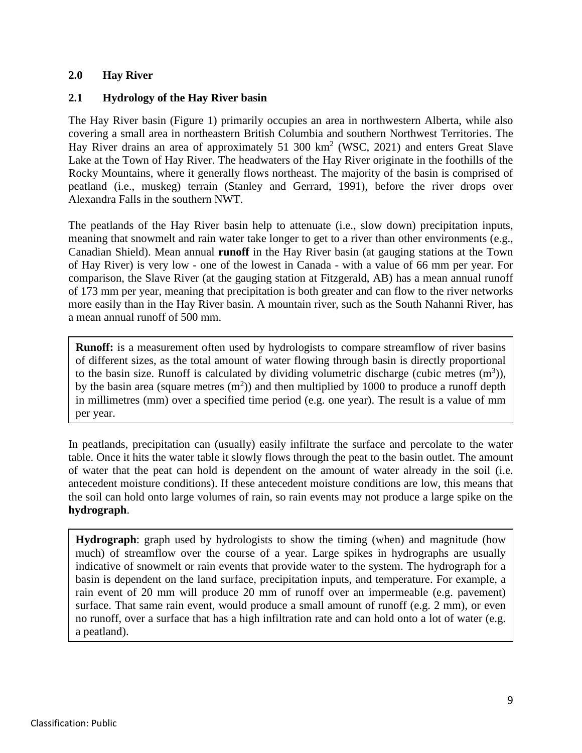## 2.0 Hay River

### 2.1 Hydrology of the Hay River basin

The Hay River basin (Figure 1) primarily occupies an area in northwestern Alberta, while also covering a small area in northeastern British Columbia and southern Northwest Territories. The Hay River drains an area of approximately 51 300 $km^2$ (WSC, 2021) and enters Great Slave Lake at the Town of Hay River. The headwaters of the Hay River originate in the foothills of the Rocky Mountains, where it generally flows northeast. The majority of the basin is comprised of peatland (i.e., muskeg) terrain (Stanley and Gerrard, 1991), before the river drops over Alexandra Falls in the southern NWT.

The peatlands of the Hay River basin help to attenuate (i.e., slow down) precipitation inputs, meaning that snowmelt and rain water take longer to get to a river than other environments (e.g., Canadian Shield). Mean annual **runoff** in the Hay River basin (at gauging stations at the Town of Hay River) is very low - one of the lowest in Canada - with a value of 66 mm per year. For comparison, the Slave River (at the gauging station at Fitzgerald, AB) has a mean annual runoff of 173 mm per year, meaning that precipitation is both greater and can flow to the river networks more easily than in the Hay River basin. A mountain river, such as the South Nahanni River, has a mean annual runoff of 500 mm.

> **Runoff:** is a measurement often used by hydrologists to compare streamflow of river basins of different sizes, as the total amount of water flowing through basin is directly proportional to the basin size. Runoff is calculated by dividing volumetric discharge (cubic metres ($m^3$)), by the basin area (square metres ($m^2$)) and then multiplied by 1000 to produce a runoff depth in millimetres (mm) over a specified time period (e.g. one year). The result is a value of mm per year.

In peatlands, precipitation can (usually) easily infiltrate the surface and percolate to the water table. Once it hits the water table it slowly flows through the peat to the basin outlet. The amount of water that the peat can hold is dependent on the amount of water already in the soil (i.e. antecedent moisture conditions). If these antecedent moisture conditions are low, this means that the soil can hold onto large volumes of rain, so rain events may not produce a large spike on the **hydrograph**.

> **Hydrograph**: graph used by hydrologists to show the timing (when) and magnitude (how much) of streamflow over the course of a year. Large spikes in hydrographs are usually indicative of snowmelt or rain events that provide water to the system. The hydrograph for a basin is dependent on the land surface, precipitation inputs, and temperature. For example, a rain event of 20 mm will produce 20 mm of runoff over an impermeable (e.g. pavement) surface. That same rain event, would produce a small amount of runoff (e.g. 2 mm), or even no runoff, over a surface that has a high infiltration rate and can hold onto a lot of water (e.g. a peatland).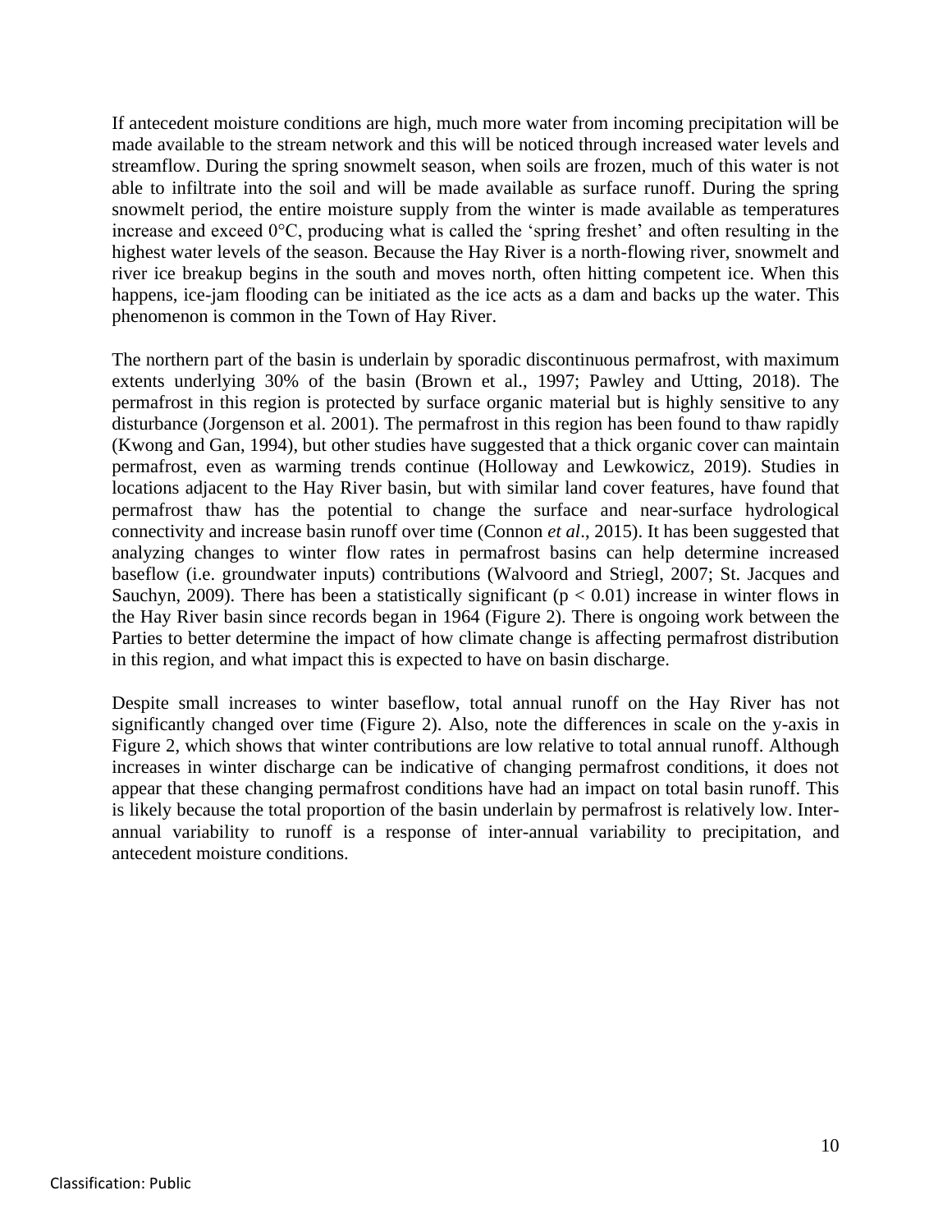If antecedent moisture conditions are high, much more water from incoming precipitation will be made available to the stream network and this will be noticed through increased water levels and streamflow. During the spring snowmelt season, when soils are frozen, much of this water is not able to infiltrate into the soil and will be made available as surface runoff. During the spring snowmelt period, the entire moisture supply from the winter is made available as temperatures increase and exceed 0°C, producing what is called the 'spring freshet' and often resulting in the highest water levels of the season. Because the Hay River is a north-flowing river, snowmelt and river ice breakup begins in the south and moves north, often hitting competent ice. When this happens, ice-jam flooding can be initiated as the ice acts as a dam and backs up the water. This phenomenon is common in the Town of Hay River.

The northern part of the basin is underlain by sporadic discontinuous permafrost, with maximum extents underlying 30% of the basin (Brown et al., 1997; Pawley and Utting, 2018). The permafrost in this region is protected by surface organic material but is highly sensitive to any disturbance (Jorgenson et al. 2001). The permafrost in this region has been found to thaw rapidly (Kwong and Gan, 1994), but other studies have suggested that a thick organic cover can maintain permafrost, even as warming trends continue (Holloway and Lewkowicz, 2019). Studies in locations adjacent to the Hay River basin, but with similar land cover features, have found that permafrost thaw has the potential to change the surface and near-surface hydrological connectivity and increase basin runoff over time (Connon *et al*., 2015). It has been suggested that analyzing changes to winter flow rates in permafrost basins can help determine increased baseflow (i.e. groundwater inputs) contributions (Walvoord and Striegl, 2007; St. Jacques and Sauchyn, 2009). There has been a statistically significant ($p < 0.01$) increase in winter flows in the Hay River basin since records began in 1964 (Figure 2). There is ongoing work between the Parties to better determine the impact of how climate change is affecting permafrost distribution in this region, and what impact this is expected to have on basin discharge.

Despite small increases to winter baseflow, total annual runoff on the Hay River has not significantly changed over time (Figure 2). Also, note the differences in scale on the y-axis in Figure 2, which shows that winter contributions are low relative to total annual runoff. Although increases in winter discharge can be indicative of changing permafrost conditions, it does not appear that these changing permafrost conditions have had an impact on total basin runoff. This is likely because the total proportion of the basin underlain by permafrost is relatively low. Inter-annual variability to runoff is a response of inter-annual variability to precipitation, and antecedent moisture conditions.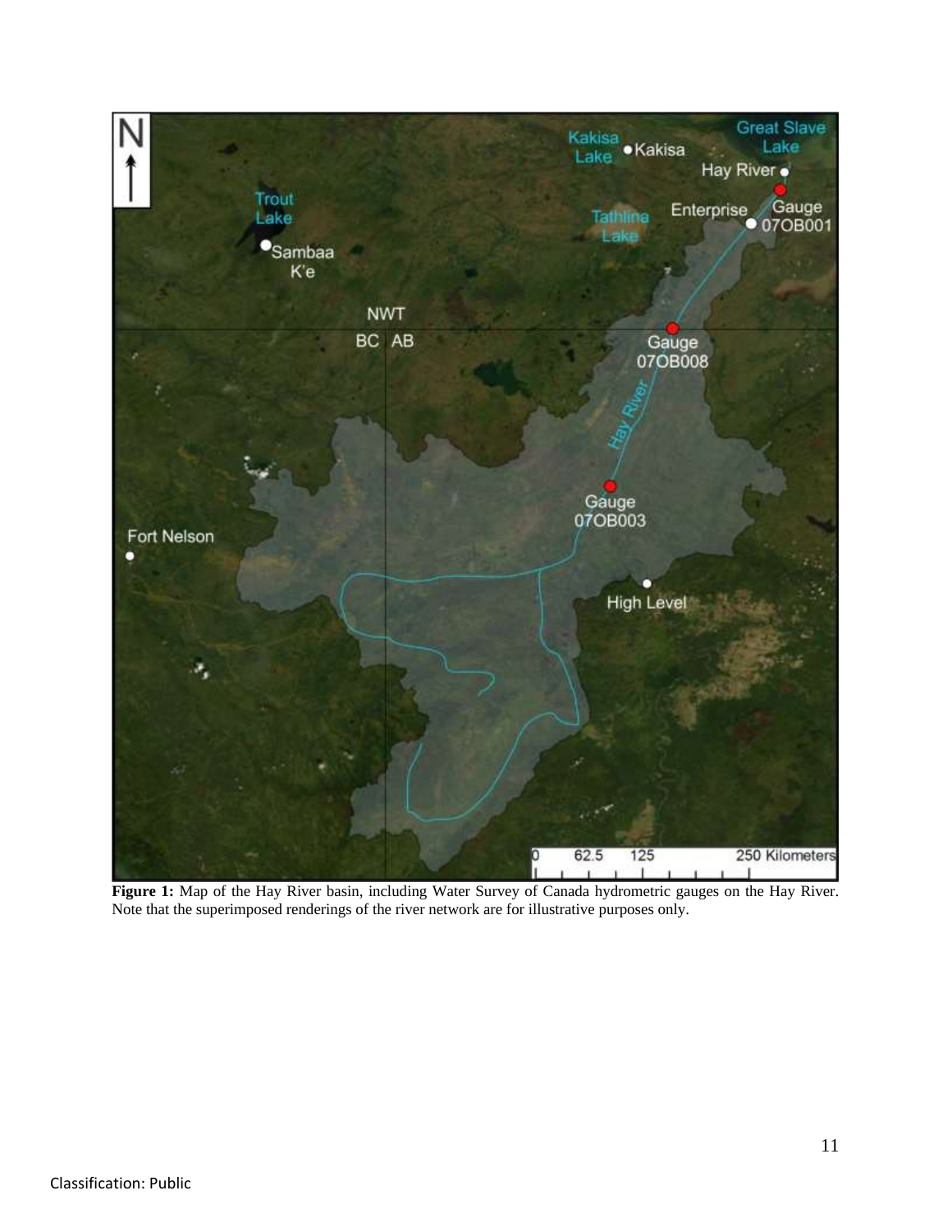**Figure 1:** Map of the Hay River basin, including Water Survey of Canada hydrometric gauges on the Hay River. Note that the superimposed renderings of the river network are for illustrative purposes only.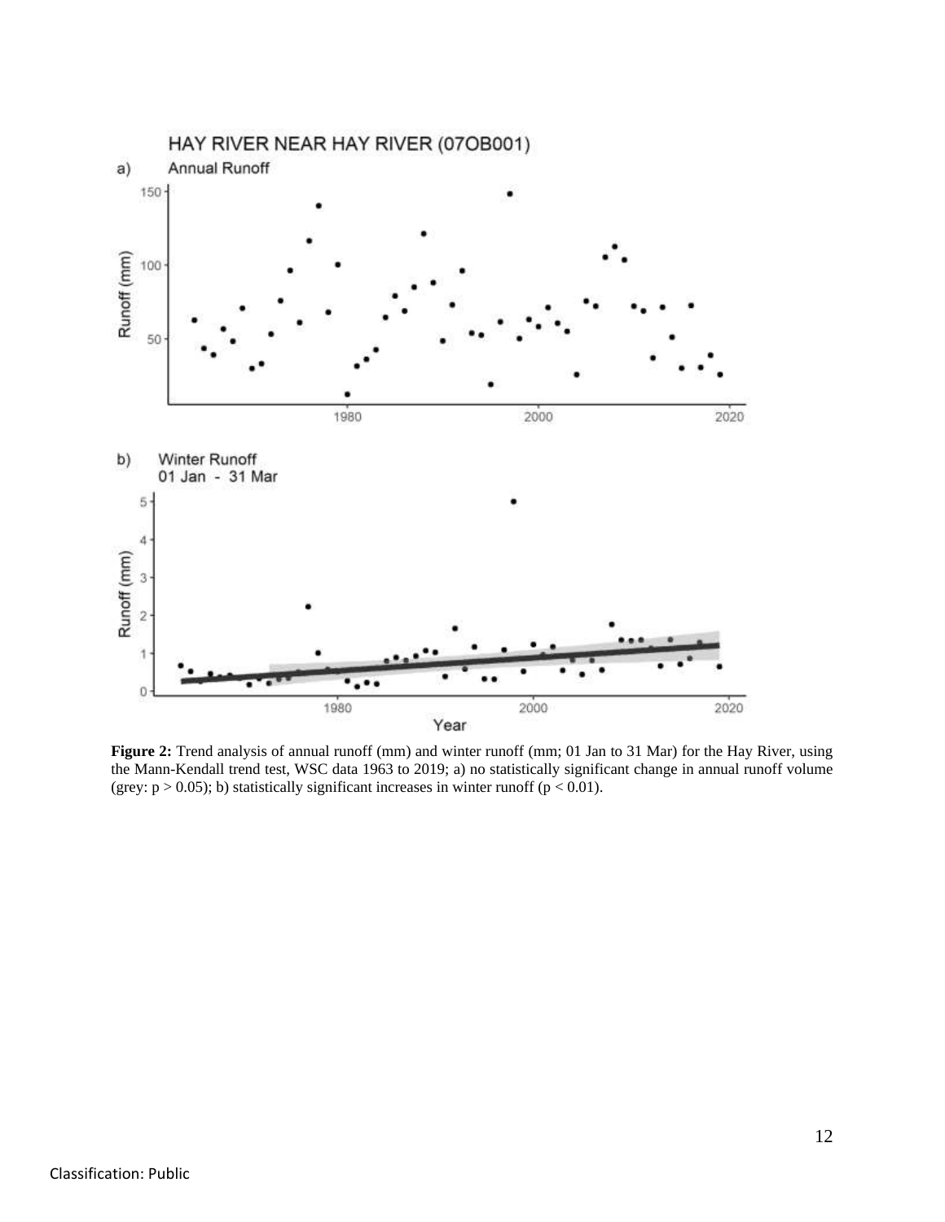**Figure 2:** Trend analysis of annual runoff (mm) and winter runoff (mm; 01 Jan to 31 Mar) for the Hay River, using the Mann-Kendall trend test, WSC data 1963 to 2019; a) no statistically significant change in annual runoff volume (grey: $p > 0.05$); b) statistically significant increases in winter runoff ($p < 0.01$).

Classification: Public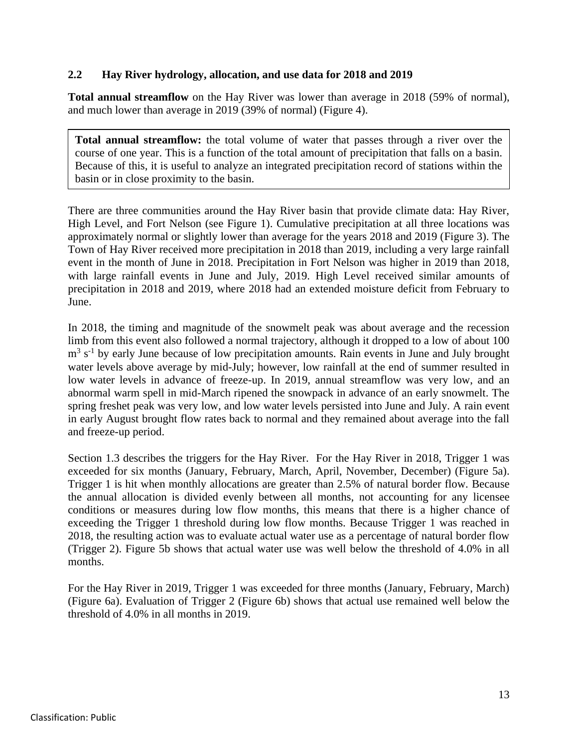## 2.2 Hay River hydrology, allocation, and use data for 2018 and 2019

**Total annual streamflow** on the Hay River was lower than average in 2018 (59% of normal), and much lower than average in 2019 (39% of normal) (Figure 4).

> **Total annual streamflow:** the total volume of water that passes through a river over the course of one year. This is a function of the total amount of precipitation that falls on a basin. Because of this, it is useful to analyze an integrated precipitation record of stations within the basin or in close proximity to the basin.

There are three communities around the Hay River basin that provide climate data: Hay River, High Level, and Fort Nelson (see Figure 1). Cumulative precipitation at all three locations was approximately normal or slightly lower than average for the years 2018 and 2019 (Figure 3). The Town of Hay River received more precipitation in 2018 than 2019, including a very large rainfall event in the month of June in 2018. Precipitation in Fort Nelson was higher in 2019 than 2018, with large rainfall events in June and July, 2019. High Level received similar amounts of precipitation in 2018 and 2019, where 2018 had an extended moisture deficit from February to June.

In 2018, the timing and magnitude of the snowmelt peak was about average and the recession limb from this event also followed a normal trajectory, although it dropped to a low of about 100 $m^3 s^{-1}$ by early June because of low precipitation amounts. Rain events in June and July brought water levels above average by mid-July; however, low rainfall at the end of summer resulted in low water levels in advance of freeze-up. In 2019, annual streamflow was very low, and an abnormal warm spell in mid-March ripened the snowpack in advance of an early snowmelt. The spring freshet peak was very low, and low water levels persisted into June and July. A rain event in early August brought flow rates back to normal and they remained about average into the fall and freeze-up period.

Section 1.3 describes the triggers for the Hay River. For the Hay River in 2018, Trigger 1 was exceeded for six months (January, February, March, April, November, December) (Figure 5a). Trigger 1 is hit when monthly allocations are greater than 2.5% of natural border flow. Because the annual allocation is divided evenly between all months, not accounting for any licensee conditions or measures during low flow months, this means that there is a higher chance of exceeding the Trigger 1 threshold during low flow months. Because Trigger 1 was reached in 2018, the resulting action was to evaluate actual water use as a percentage of natural border flow (Trigger 2). Figure 5b shows that actual water use was well below the threshold of 4.0% in all months.

For the Hay River in 2019, Trigger 1 was exceeded for three months (January, February, March) (Figure 6a). Evaluation of Trigger 2 (Figure 6b) shows that actual use remained well below the threshold of 4.0% in all months in 2019.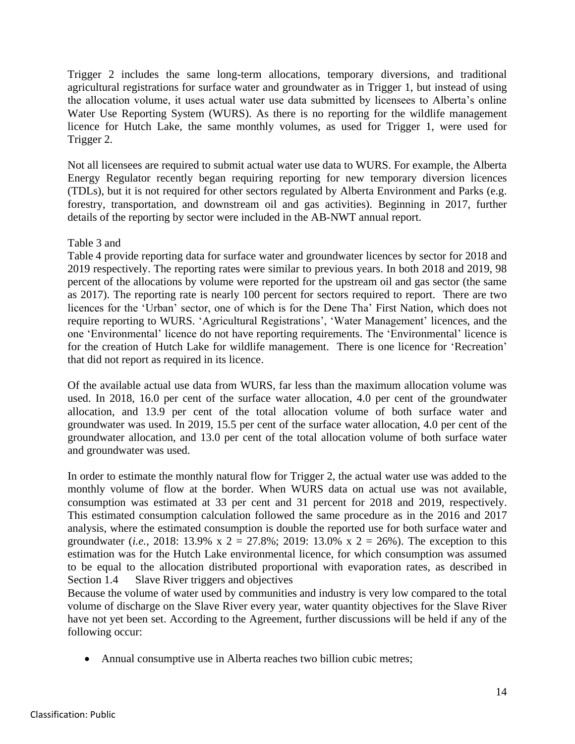Trigger 2 includes the same long-term allocations, temporary diversions, and traditional agricultural registrations for surface water and groundwater as in Trigger 1, but instead of using the allocation volume, it uses actual water use data submitted by licensees to Alberta's online Water Use Reporting System (WURS). As there is no reporting for the wildlife management licence for Hutch Lake, the same monthly volumes, as used for Trigger 1, were used for Trigger 2.

Not all licensees are required to submit actual water use data to WURS. For example, the Alberta Energy Regulator recently began requiring reporting for new temporary diversion licences (TDLs), but it is not required for other sectors regulated by Alberta Environment and Parks (e.g. forestry, transportation, and downstream oil and gas activities). Beginning in 2017, further details of the reporting by sector were included in the AB-NWT annual report.

Table 3 and
Table 4 provide reporting data for surface water and groundwater licences by sector for 2018 and 2019 respectively. The reporting rates were similar to previous years. In both 2018 and 2019, 98 percent of the allocations by volume were reported for the upstream oil and gas sector (the same as 2017). The reporting rate is nearly 100 percent for sectors required to report. There are two licences for the 'Urban' sector, one of which is for the Dene Tha' First Nation, which does not require reporting to WURS. 'Agricultural Registrations', 'Water Management' licences, and the one 'Environmental' licence do not have reporting requirements. The 'Environmental' licence is for the creation of Hutch Lake for wildlife management. There is one licence for 'Recreation' that did not report as required in its licence.

Of the available actual use data from WURS, far less than the maximum allocation volume was used. In 2018, 16.0 per cent of the surface water allocation, 4.0 per cent of the groundwater allocation, and 13.9 per cent of the total allocation volume of both surface water and groundwater was used. In 2019, 15.5 per cent of the surface water allocation, 4.0 per cent of the groundwater allocation, and 13.0 per cent of the total allocation volume of both surface water and groundwater was used.

In order to estimate the monthly natural flow for Trigger 2, the actual water use was added to the monthly volume of flow at the border. When WURS data on actual use was not available, consumption was estimated at 33 per cent and 31 percent for 2018 and 2019, respectively. This estimated consumption calculation followed the same procedure as in the 2016 and 2017 analysis, where the estimated consumption is double the reported use for both surface water and groundwater (*i.e.,* 2018: 13.9% x 2 = 27.8%; 2019: 13.0% x 2 = 26%). The exception to this estimation was for the Hutch Lake environmental licence, for which consumption was assumed to be equal to the allocation distributed proportional with evaporation rates, as described in Section 1.4 Slave River triggers and objectives

Because the volume of water used by communities and industry is very low compared to the total volume of discharge on the Slave River every year, water quantity objectives for the Slave River have not yet been set. According to the Agreement, further discussions will be held if any of the following occur:

- Annual consumptive use in Alberta reaches two billion cubic metres;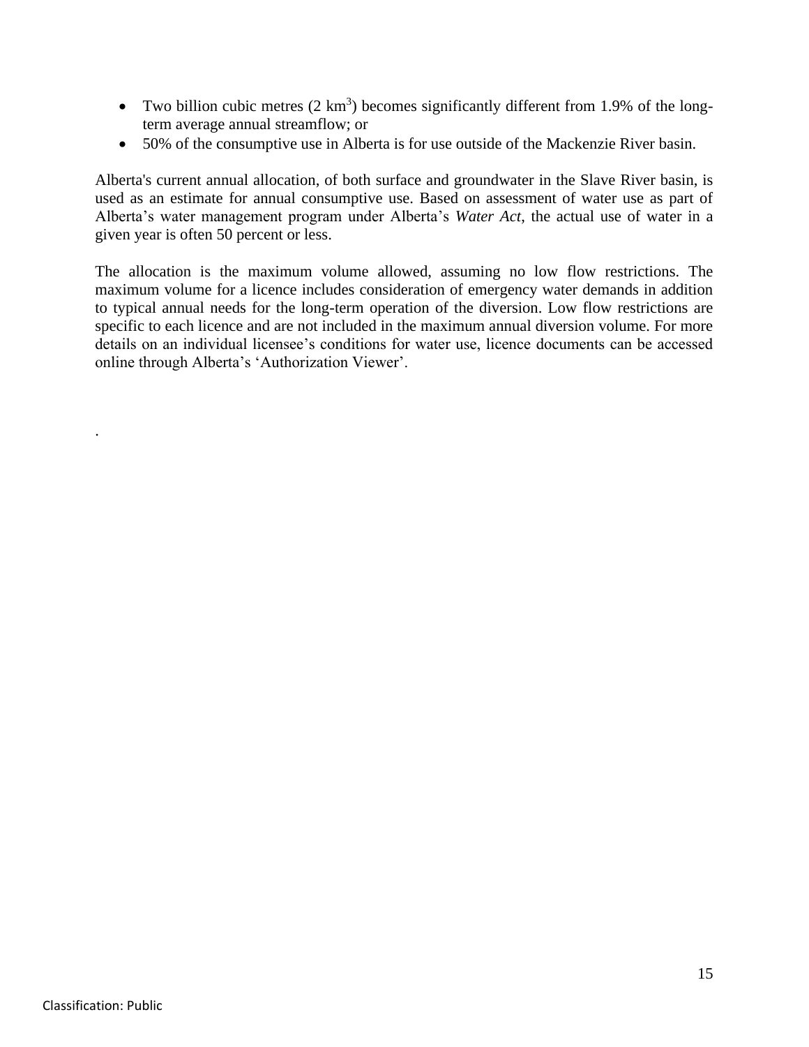- Two billion cubic metres (2 $km^3$) becomes significantly different from 1.9% of the long-term average annual streamflow; or
- 50% of the consumptive use in Alberta is for use outside of the Mackenzie River basin.

Alberta's current annual allocation, of both surface and groundwater in the Slave River basin, is used as an estimate for annual consumptive use. Based on assessment of water use as part of Alberta's water management program under Alberta's *Water Act*, the actual use of water in a given year is often 50 percent or less.

The allocation is the maximum volume allowed, assuming no low flow restrictions. The maximum volume for a licence includes consideration of emergency water demands in addition to typical annual needs for the long-term operation of the diversion. Low flow restrictions are specific to each licence and are not included in the maximum annual diversion volume. For more details on an individual licensee's conditions for water use, licence documents can be accessed online through Alberta's 'Authorization Viewer'.

.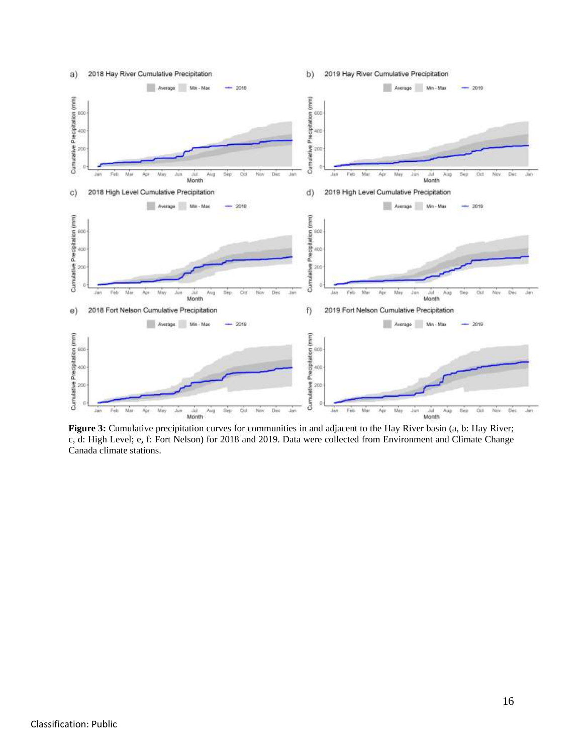**Figure 3:** Cumulative precipitation curves for communities in and adjacent to the Hay River basin (a, b: Hay River; c, d: High Level; e, f: Fort Nelson) for 2018 and 2019. Data were collected from Environment and Climate Change Canada climate stations.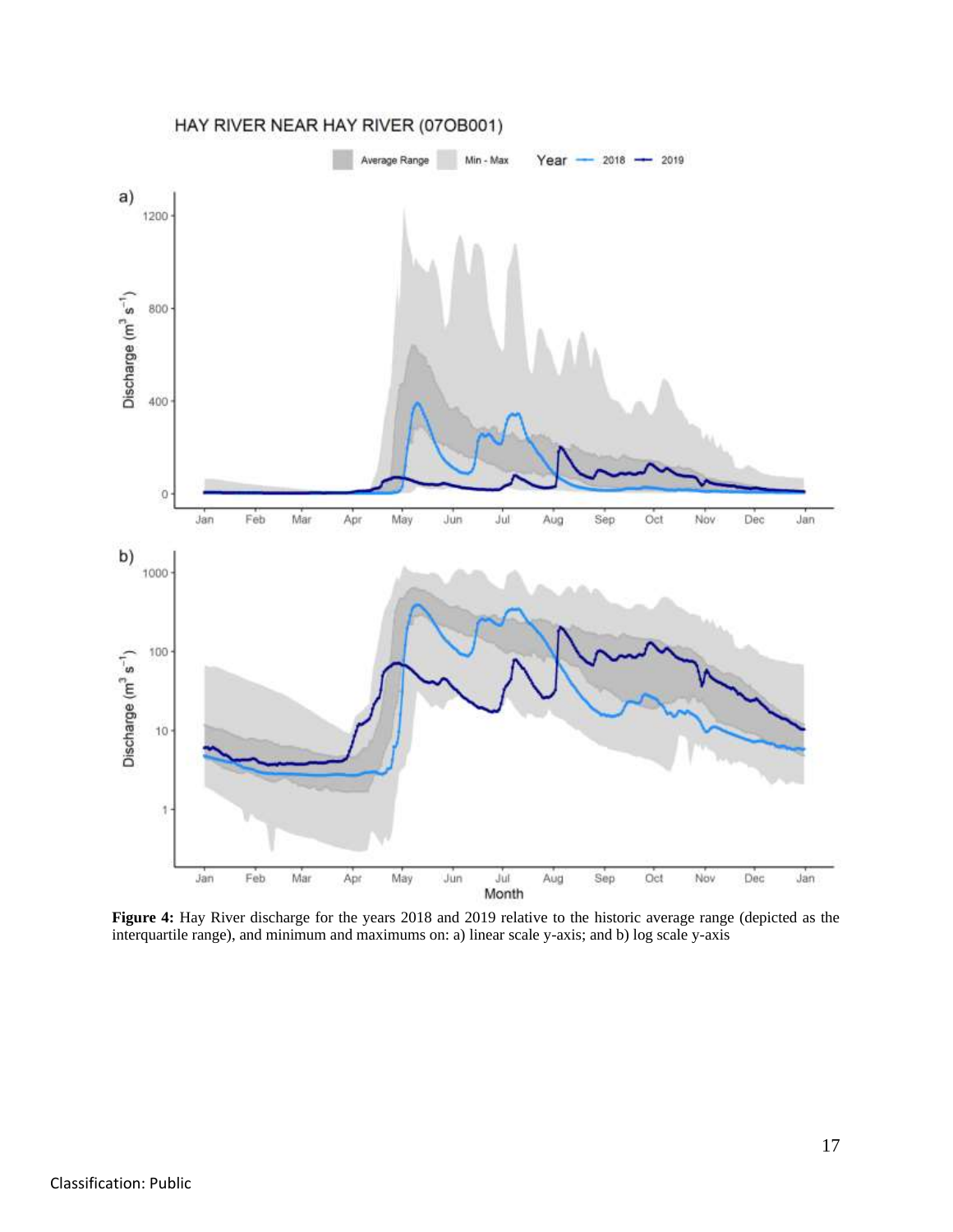HAY RIVER NEAR HAY RIVER (07OB001)

**Figure 4:** Hay River discharge for the years 2018 and 2019 relative to the historic average range (depicted as the interquartile range), and minimum and maximums on: a) linear scale y-axis; and b) log scale y-axis

Classification: Public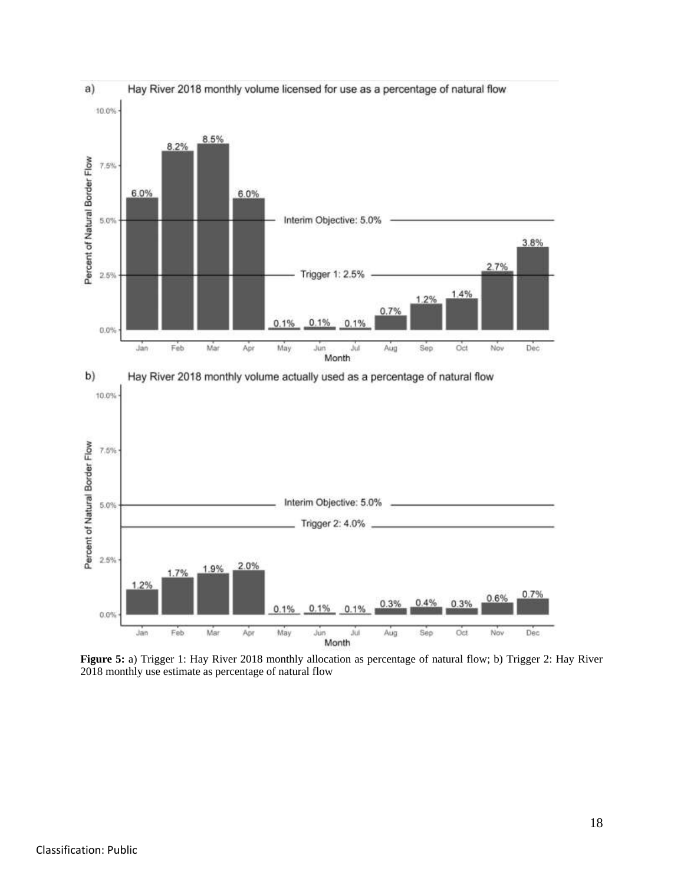a) Hay River 2018 monthly volume licensed for use as a percentage of natural flow

| Month | Percent of Natural Border Flow |
|---|---|
| Jan | 6.0% |
| Feb | 8.2% |
| Mar | 8.5% |
| Apr | 6.0% |
| May | 0.1% |
| Jun | 0.1% |
| Jul | 0.1% |
| Aug | 0.7% |
| Sep | 1.2% |
| Oct | 1.4% |
| Nov | 2.7% |
| Dec | 3.8% |

Interim Objective: 5.0%

Trigger 1: 2.5%

b) Hay River 2018 monthly volume actually used as a percentage of natural flow

| Month | Percent of Natural Border Flow |
|---|---|
| Jan | 1.2% |
| Feb | 1.7% |
| Mar | 1.9% |
| Apr | 2.0% |
| May | 0.1% |
| Jun | 0.1% |
| Jul | 0.1% |
| Aug | 0.3% |
| Sep | 0.4% |
| Oct | 0.3% |
| Nov | 0.6% |
| Dec | 0.7% |

Interim Objective: 5.0%

Trigger 2: 4.0%

**Figure 5:** a) Trigger 1: Hay River 2018 monthly allocation as percentage of natural flow; b) Trigger 2: Hay River 2018 monthly use estimate as percentage of natural flow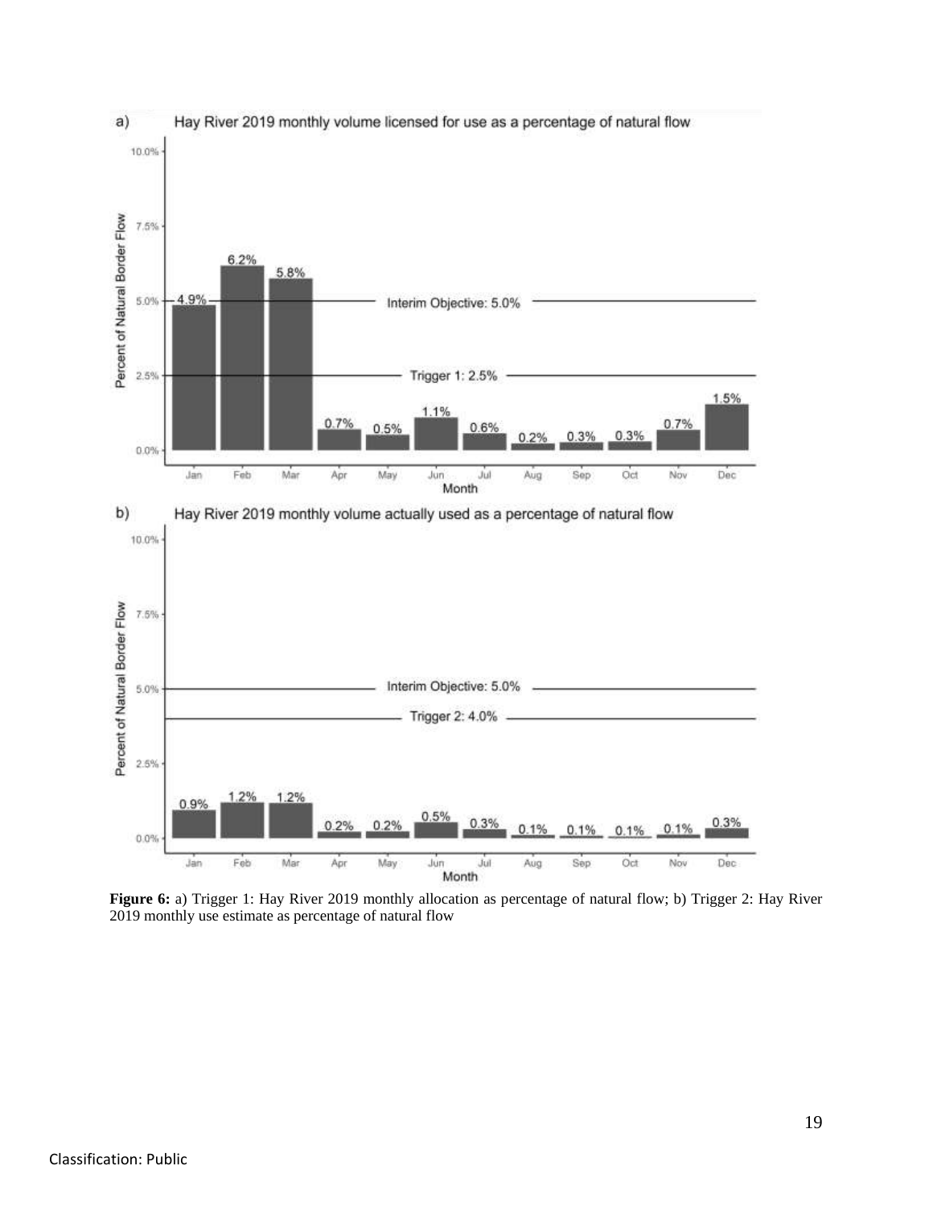**Figure 6:** a) Trigger 1: Hay River 2019 monthly allocation as percentage of natural flow; b) Trigger 2: Hay River 2019 monthly use estimate as percentage of natural flow

Classification: Public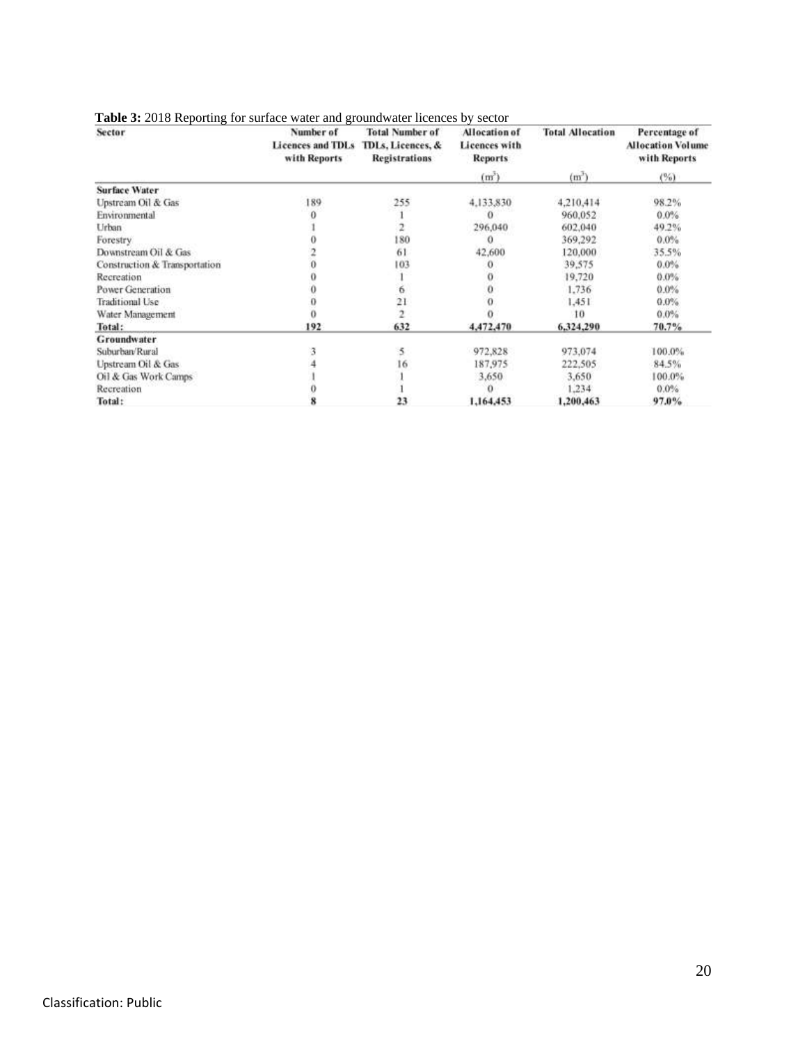**Table 3:** 2018 Reporting for surface water and groundwater licences by sector

| Sector | Number of Licences and TDLs with Reports | Total Number of TDLs, Licences, & Registrations | Allocation of Licences with Reports | Total Allocation | Percentage of Allocation Volume with Reports |
|---|---|---|---|---|---|
| | | | ($m^3$) | ($m^3$) | (%) |
| **Surface Water** | | | | | |
| Upstream Oil & Gas | 189 | 255 | 4,133,830 | 4,210,414 | 98.2% |
| Environmental | 0 | 1 | 0 | 960,052 | 0.0% |
| Urban | 1 | 2 | 296,040 | 602,040 | 49.2% |
| Forestry | 0 | 180 | 0 | 369,292 | 0.0% |
| Downstream Oil & Gas | 2 | 61 | 42,600 | 120,000 | 35.5% |
| Construction & Transportation | 0 | 103 | 0 | 39,575 | 0.0% |
| Recreation | 0 | 1 | 0 | 19,720 | 0.0% |
| Power Generation | 0 | 6 | 0 | 1,736 | 0.0% |
| Traditional Use | 0 | 21 | 0 | 1,451 | 0.0% |
| Water Management | 0 | 2 | 0 | 10 | 0.0% |
| **Total:** | **192** | **632** | **4,472,470** | **6,324,290** | **70.7%** |
| **Groundwater** | | | | | |
| Suburban/Rural | 3 | 5 | 972,828 | 973,074 | 100.0% |
| Upstream Oil & Gas | 4 | 16 | 187,975 | 222,505 | 84.5% |
| Oil & Gas Work Camps | 1 | 1 | 3,650 | 3,650 | 100.0% |
| Recreation | 0 | 1 | 0 | 1,234 | 0.0% |
| **Total:** | **8** | **23** | **1,164,453** | **1,200,463** | **97.0%** |

Classification: Public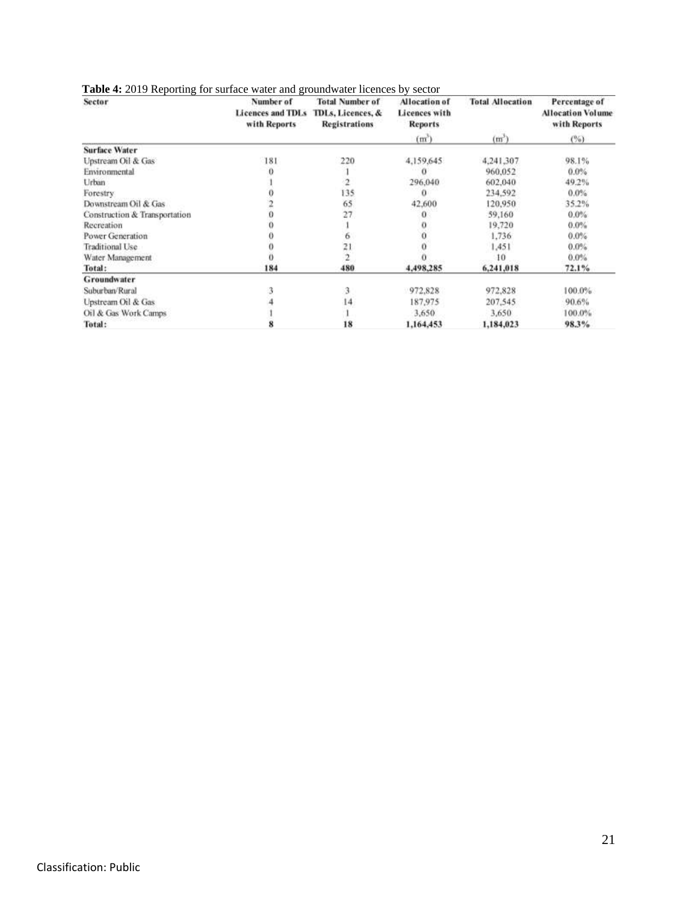**Table 4:** 2019 Reporting for surface water and groundwater licences by sector

| Sector | Number of Licences and TDLs with Reports | Total Number of TDLs, Licences, & Registrations | Allocation of Licences with Reports | Total Allocation | Percentage of Allocation Volume with Reports |
|---|---|---|---|---|---|
| | | | ($m^3$) | ($m^3$) | (%) |
| **Surface Water** | | | | | |
| Upstream Oil & Gas | 181 | 220 | 4,159,645 | 4,241,307 | 98.1% |
| Environmental | 0 | 1 | 0 | 960,052 | 0.0% |
| Urban | 1 | 2 | 296,040 | 602,040 | 49.2% |
| Forestry | 0 | 135 | 0 | 234,592 | 0.0% |
| Downstream Oil & Gas | 2 | 65 | 42,600 | 120,950 | 35.2% |
| Construction & Transportation | 0 | 27 | 0 | 59,160 | 0.0% |
| Recreation | 0 | 1 | 0 | 19,720 | 0.0% |
| Power Generation | 0 | 6 | 0 | 1,736 | 0.0% |
| Traditional Use | 0 | 21 | 0 | 1,451 | 0.0% |
| Water Management | 0 | 2 | 0 | 10 | 0.0% |
| **Total:** | **184** | **480** | **4,498,285** | **6,241,018** | **72.1%** |
| **Groundwater** | | | | | |
| Suburban/Rural | 3 | 3 | 972,828 | 972,828 | 100.0% |
| Upstream Oil & Gas | 4 | 14 | 187,975 | 207,545 | 90.6% |
| Oil & Gas Work Camps | 1 | 1 | 3,650 | 3,650 | 100.0% |
| **Total:** | **8** | **18** | **1,164,453** | **1,184,023** | **98.3%** |

Classification: Public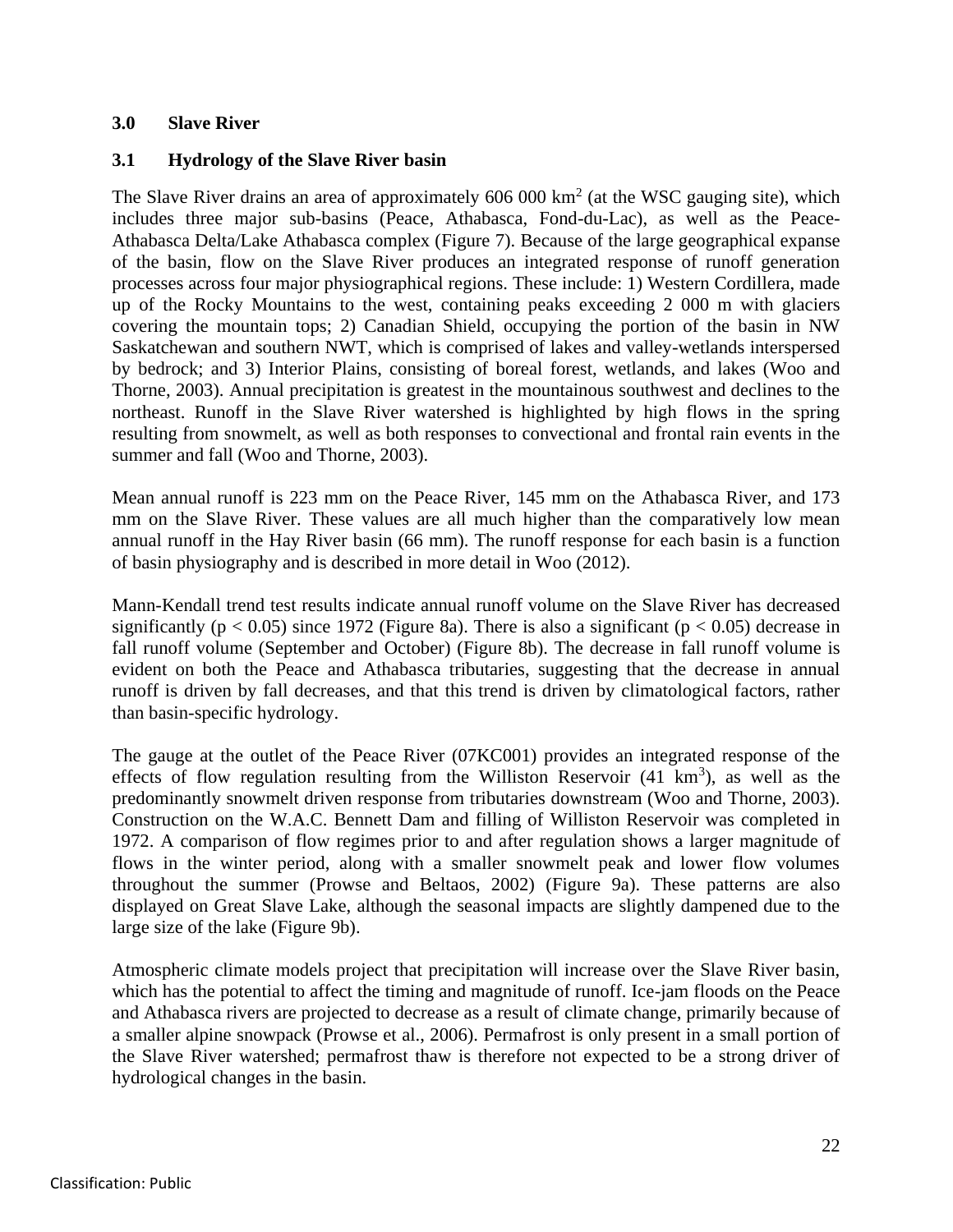## 3.0 Slave River

### 3.1 Hydrology of the Slave River basin

The Slave River drains an area of approximately 606 000 $km^2$ (at the WSC gauging site), which includes three major sub-basins (Peace, Athabasca, Fond-du-Lac), as well as the Peace-Athabasca Delta/Lake Athabasca complex (Figure 7). Because of the large geographical expanse of the basin, flow on the Slave River produces an integrated response of runoff generation processes across four major physiographical regions. These include: 1) Western Cordillera, made up of the Rocky Mountains to the west, containing peaks exceeding 2 000 m with glaciers covering the mountain tops; 2) Canadian Shield, occupying the portion of the basin in NW Saskatchewan and southern NWT, which is comprised of lakes and valley-wetlands interspersed by bedrock; and 3) Interior Plains, consisting of boreal forest, wetlands, and lakes (Woo and Thorne, 2003). Annual precipitation is greatest in the mountainous southwest and declines to the northeast. Runoff in the Slave River watershed is highlighted by high flows in the spring resulting from snowmelt, as well as both responses to convectional and frontal rain events in the summer and fall (Woo and Thorne, 2003).

Mean annual runoff is 223 mm on the Peace River, 145 mm on the Athabasca River, and 173 mm on the Slave River. These values are all much higher than the comparatively low mean annual runoff in the Hay River basin (66 mm). The runoff response for each basin is a function of basin physiography and is described in more detail in Woo (2012).

Mann-Kendall trend test results indicate annual runoff volume on the Slave River has decreased significantly ($p < 0.05$) since 1972 (Figure 8a). There is also a significant ($p < 0.05$) decrease in fall runoff volume (September and October) (Figure 8b). The decrease in fall runoff volume is evident on both the Peace and Athabasca tributaries, suggesting that the decrease in annual runoff is driven by fall decreases, and that this trend is driven by climatological factors, rather than basin-specific hydrology.

The gauge at the outlet of the Peace River (07KC001) provides an integrated response of the effects of flow regulation resulting from the Williston Reservoir (41 $km^3$), as well as the predominantly snowmelt driven response from tributaries downstream (Woo and Thorne, 2003). Construction on the W.A.C. Bennett Dam and filling of Williston Reservoir was completed in 1972. A comparison of flow regimes prior to and after regulation shows a larger magnitude of flows in the winter period, along with a smaller snowmelt peak and lower flow volumes throughout the summer (Prowse and Beltaos, 2002) (Figure 9a). These patterns are also displayed on Great Slave Lake, although the seasonal impacts are slightly dampened due to the large size of the lake (Figure 9b).

Atmospheric climate models project that precipitation will increase over the Slave River basin, which has the potential to affect the timing and magnitude of runoff. Ice-jam floods on the Peace and Athabasca rivers are projected to decrease as a result of climate change, primarily because of a smaller alpine snowpack (Prowse et al., 2006). Permafrost is only present in a small portion of the Slave River watershed; permafrost thaw is therefore not expected to be a strong driver of hydrological changes in the basin.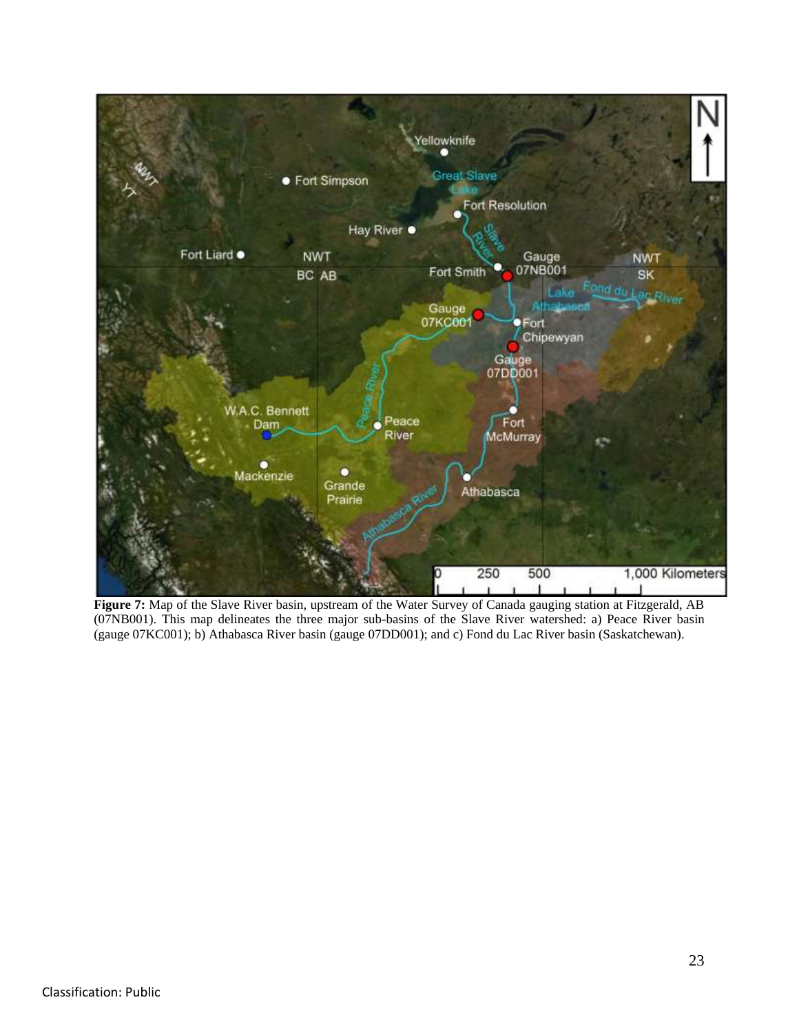**Figure 7:** Map of the Slave River basin, upstream of the Water Survey of Canada gauging station at Fitzgerald, AB (07NB001). This map delineates the three major sub-basins of the Slave River watershed: a) Peace River basin (gauge 07KC001); b) Athabasca River basin (gauge 07DD001); and c) Fond du Lac River basin (Saskatchewan).

Classification: Public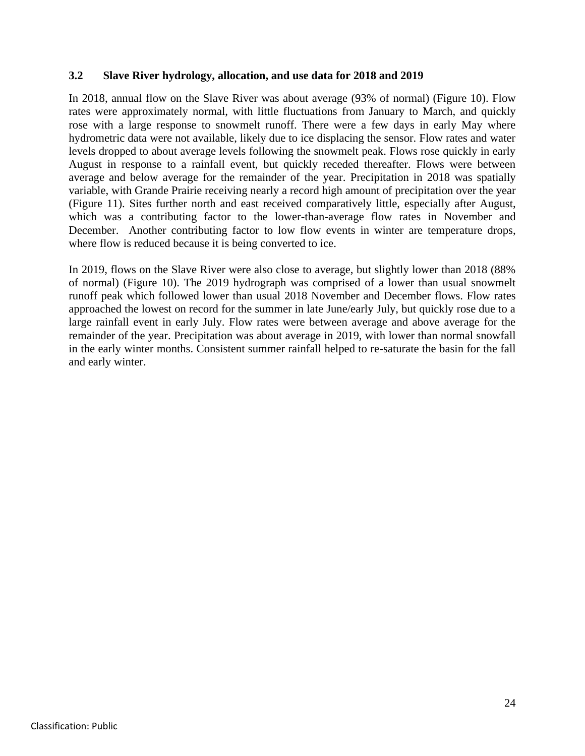### 3.2 Slave River hydrology, allocation, and use data for 2018 and 2019

In 2018, annual flow on the Slave River was about average (93% of normal) (Figure 10). Flow rates were approximately normal, with little fluctuations from January to March, and quickly rose with a large response to snowmelt runoff. There were a few days in early May where hydrometric data were not available, likely due to ice displacing the sensor. Flow rates and water levels dropped to about average levels following the snowmelt peak. Flows rose quickly in early August in response to a rainfall event, but quickly receded thereafter. Flows were between average and below average for the remainder of the year. Precipitation in 2018 was spatially variable, with Grande Prairie receiving nearly a record high amount of precipitation over the year (Figure 11). Sites further north and east received comparatively little, especially after August, which was a contributing factor to the lower-than-average flow rates in November and December. Another contributing factor to low flow events in winter are temperature drops, where flow is reduced because it is being converted to ice.

In 2019, flows on the Slave River were also close to average, but slightly lower than 2018 (88% of normal) (Figure 10). The 2019 hydrograph was comprised of a lower than usual snowmelt runoff peak which followed lower than usual 2018 November and December flows. Flow rates approached the lowest on record for the summer in late June/early July, but quickly rose due to a large rainfall event in early July. Flow rates were between average and above average for the remainder of the year. Precipitation was about average in 2019, with lower than normal snowfall in the early winter months. Consistent summer rainfall helped to re-saturate the basin for the fall and early winter.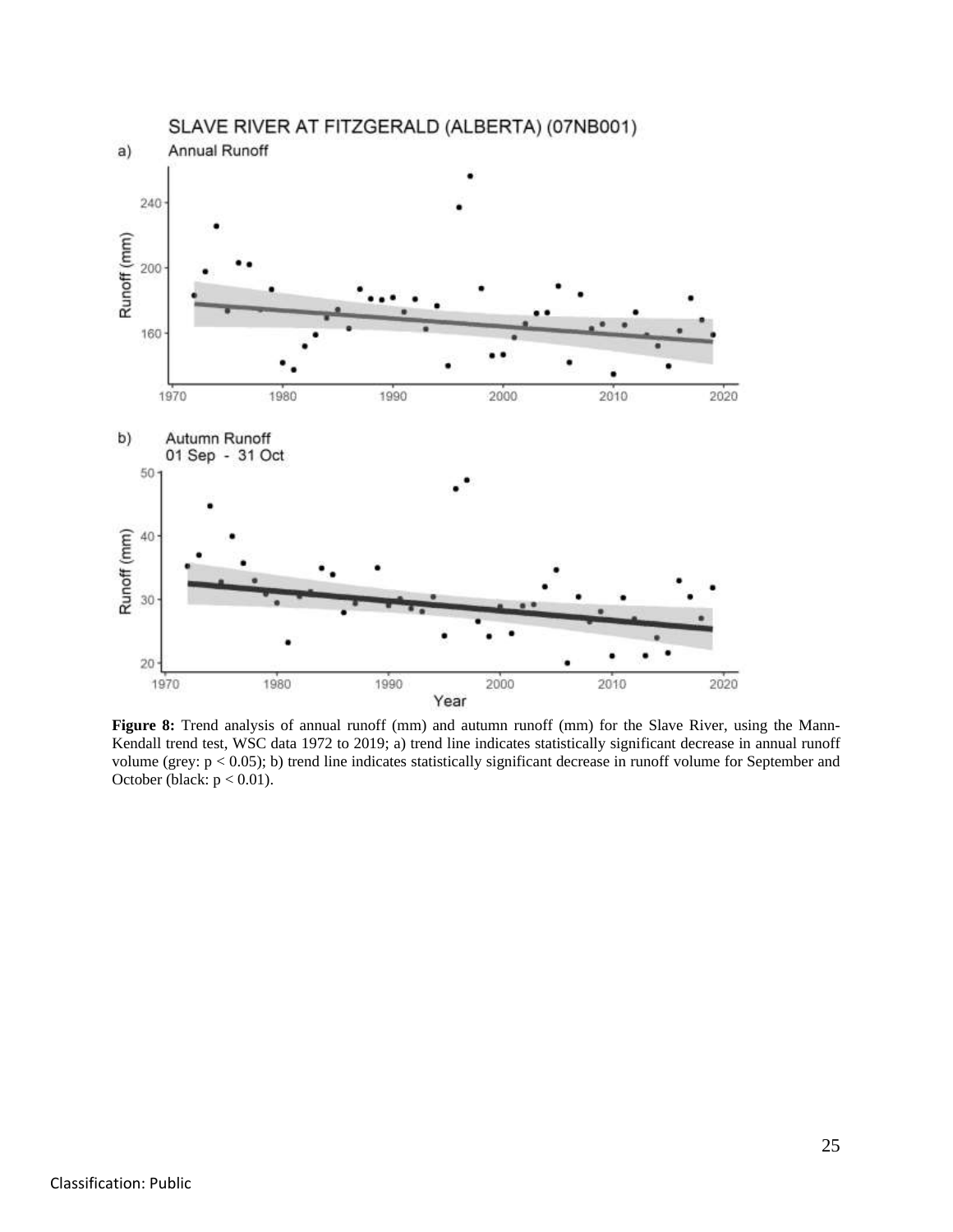**Figure 8:** Trend analysis of annual runoff (mm) and autumn runoff (mm) for the Slave River, using the Mann-Kendall trend test, WSC data 1972 to 2019; a) trend line indicates statistically significant decrease in annual runoff volume (grey: $p < 0.05$); b) trend line indicates statistically significant decrease in runoff volume for September and October (black: $p < 0.01$).

Classification: Public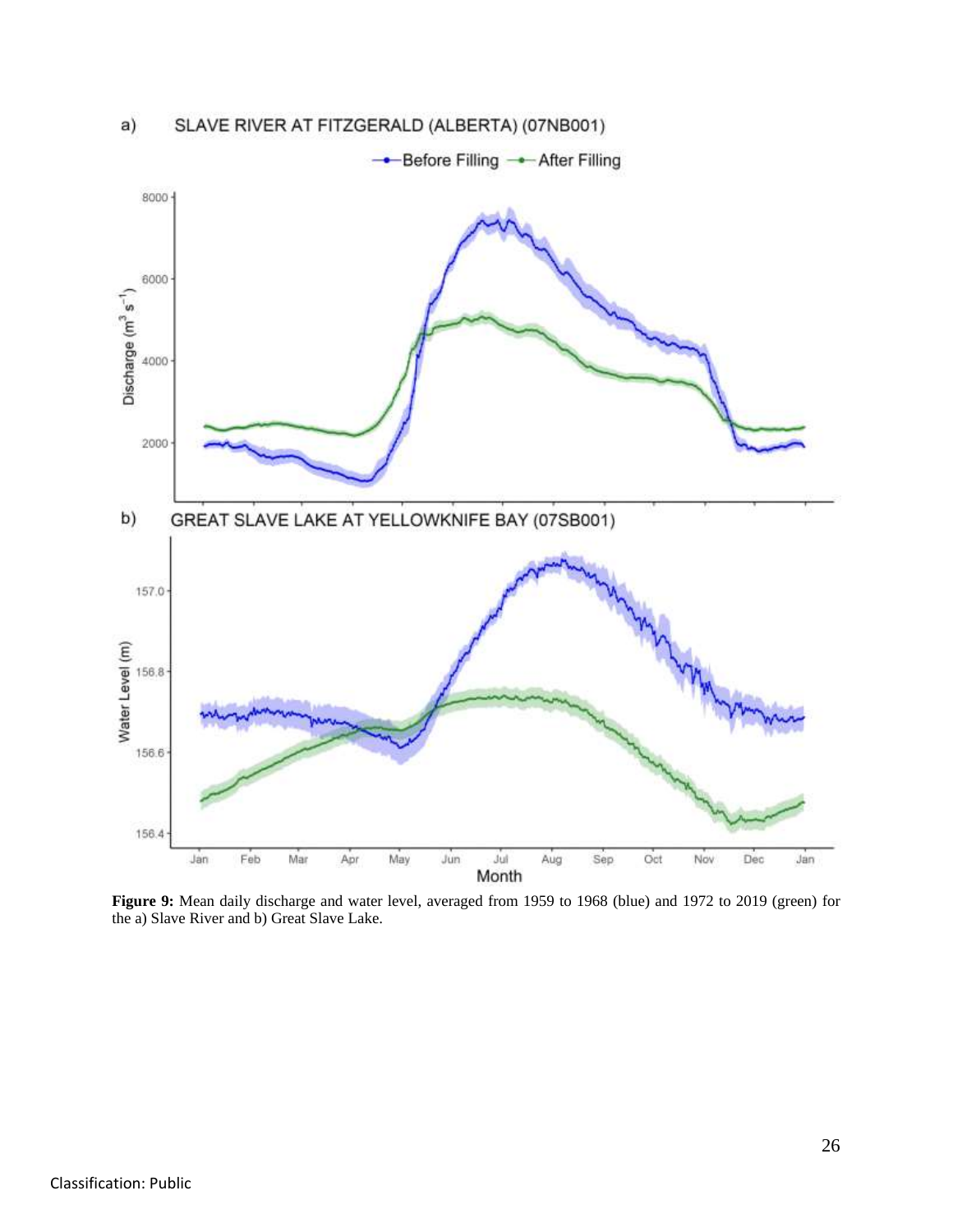**Figure 9:** Mean daily discharge and water level, averaged from 1959 to 1968 (blue) and 1972 to 2019 (green) for the a) Slave River and b) Great Slave Lake.

Classification: Public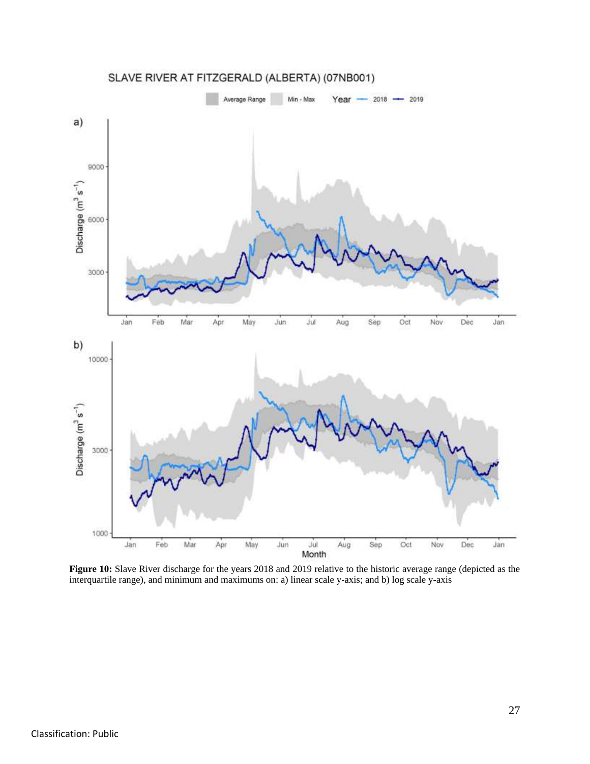**Figure 10:** Slave River discharge for the years 2018 and 2019 relative to the historic average range (depicted as the interquartile range), and minimum and maximums on: a) linear scale y-axis; and b) log scale y-axis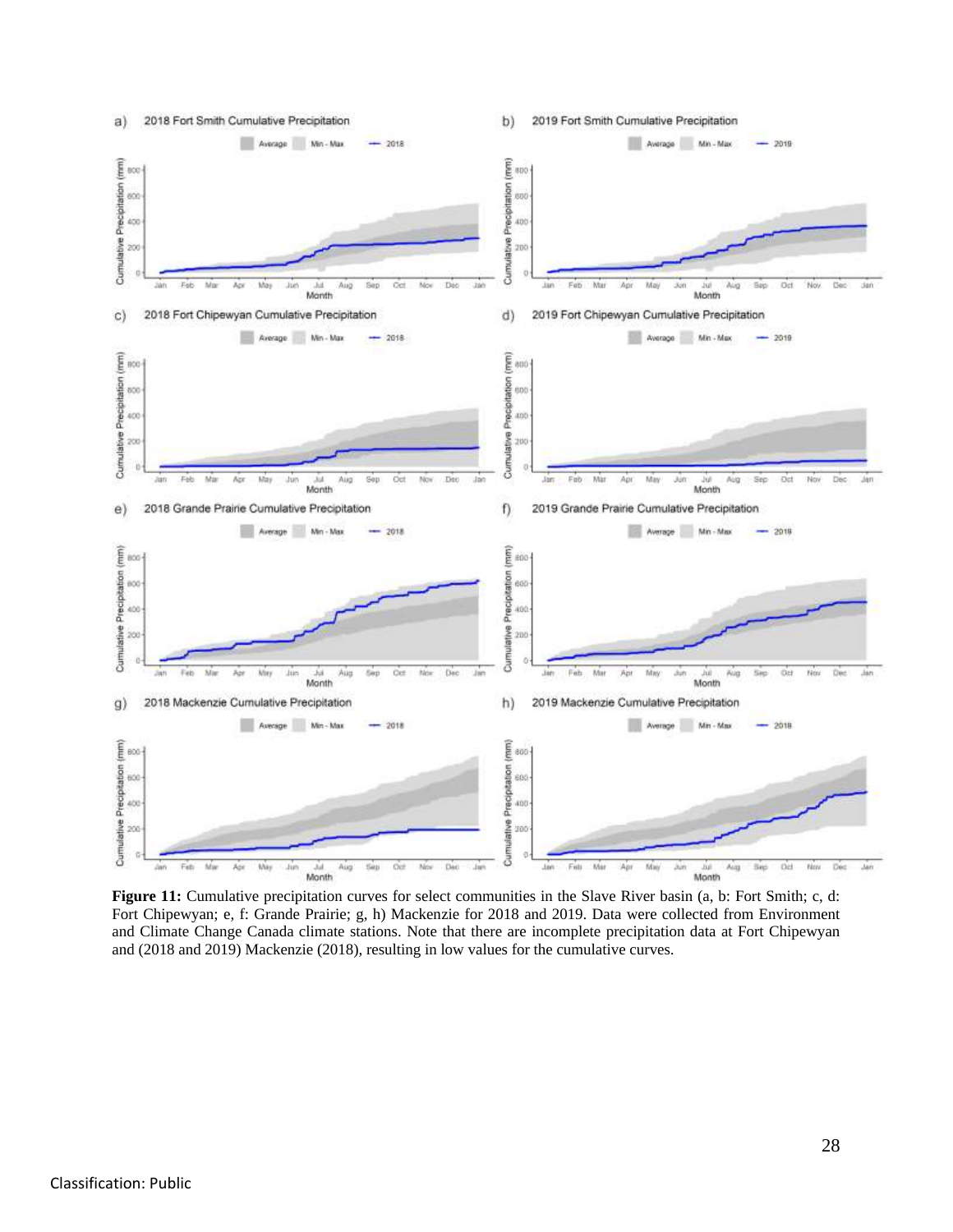**Figure 11:** Cumulative precipitation curves for select communities in the Slave River basin (a, b: Fort Smith; c, d: Fort Chipewyan; e, f: Grande Prairie; g, h) Mackenzie for 2018 and 2019. Data were collected from Environment and Climate Change Canada climate stations. Note that there are incomplete precipitation data at Fort Chipewyan and (2018 and 2019) Mackenzie (2018), resulting in low values for the cumulative curves.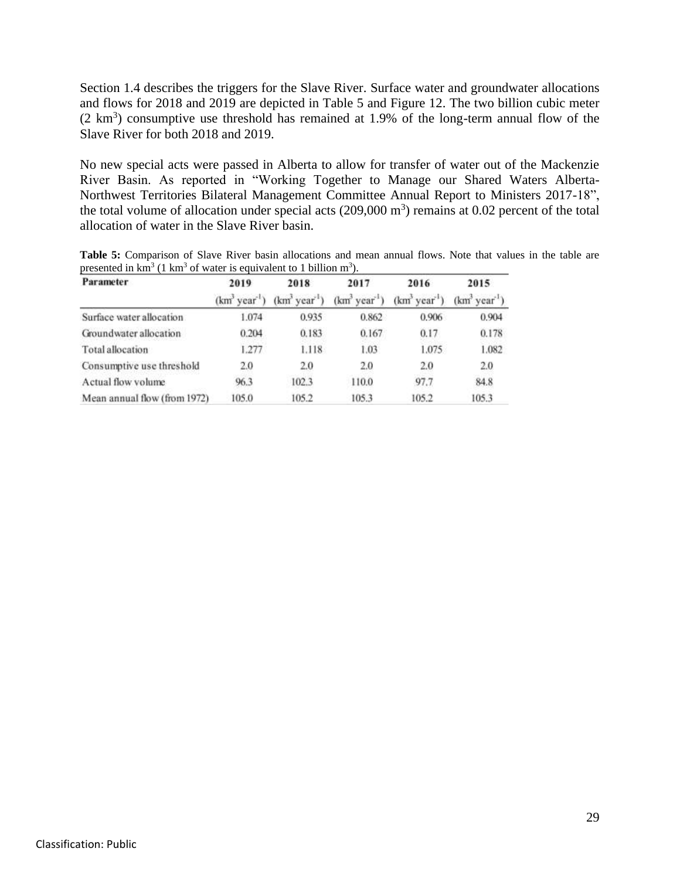Section 1.4 describes the triggers for the Slave River. Surface water and groundwater allocations and flows for 2018 and 2019 are depicted in Table 5 and Figure 12. The two billion cubic meter ($2\ km^3$) consumptive use threshold has remained at 1.9% of the long-term annual flow of the Slave River for both 2018 and 2019.

No new special acts were passed in Alberta to allow for transfer of water out of the Mackenzie River Basin. As reported in "Working Together to Manage our Shared Waters Alberta-Northwest Territories Bilateral Management Committee Annual Report to Ministers 2017-18", the total volume of allocation under special acts ($209{,}000\ m^3$) remains at 0.02 percent of the total allocation of water in the Slave River basin.

**Table 5:** Comparison of Slave River basin allocations and mean annual flows. Note that values in the table are presented in $km^3$ ($1\ km^3$ of water is equivalent to 1 billion $m^3$).

| Parameter | 2019 | 2018 | 2017 | 2016 | 2015 |
|---|---|---|---|---|---|
| | ($km^3\ year^{-1}$) | ($km^3\ year^{-1}$) | ($km^3\ year^{-1}$) | ($km^3\ year^{-1}$) | ($km^3\ year^{-1}$) |
| Surface water allocation | 1.074 | 0.935 | 0.862 | 0.906 | 0.904 |
| Groundwater allocation | 0.204 | 0.183 | 0.167 | 0.17 | 0.178 |
| Total allocation | 1.277 | 1.118 | 1.03 | 1.075 | 1.082 |
| Consumptive use threshold | 2.0 | 2.0 | 2.0 | 2.0 | 2.0 |
| Actual flow volume | 96.3 | 102.3 | 110.0 | 97.7 | 84.8 |
| Mean annual flow (from 1972) | 105.0 | 105.2 | 105.3 | 105.2 | 105.3 |

Classification: Public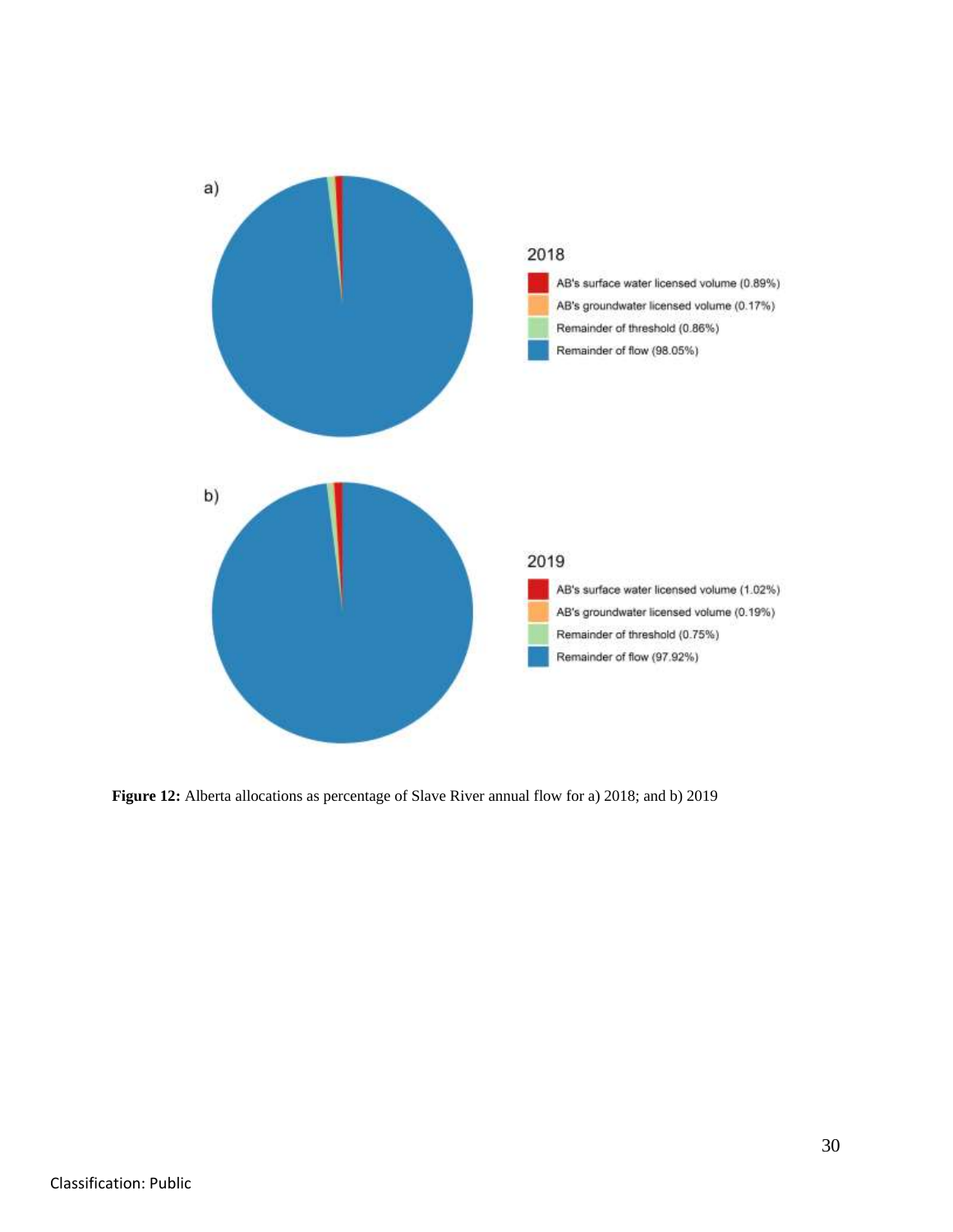a)

2018

- AB's surface water licensed volume (0.89%)
- AB's groundwater licensed volume (0.17%)
- Remainder of threshold (0.86%)
- Remainder of flow (98.05%)

b)

2019

- AB's surface water licensed volume (1.02%)
- AB's groundwater licensed volume (0.19%)
- Remainder of threshold (0.75%)
- Remainder of flow (97.92%)

**Figure 12:** Alberta allocations as percentage of Slave River annual flow for a) 2018; and b) 2019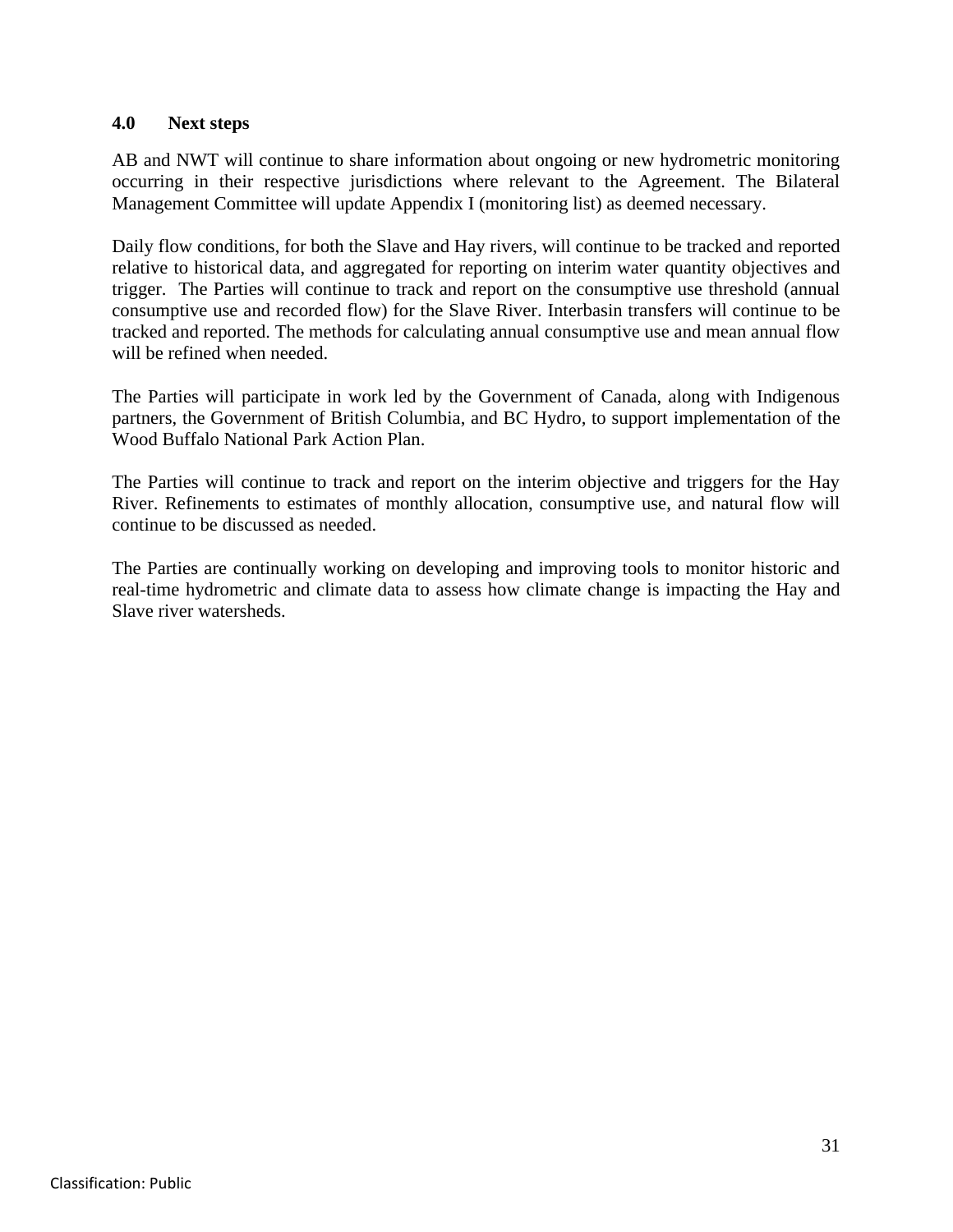## 4.0 Next steps

AB and NWT will continue to share information about ongoing or new hydrometric monitoring occurring in their respective jurisdictions where relevant to the Agreement. The Bilateral Management Committee will update Appendix I (monitoring list) as deemed necessary.

Daily flow conditions, for both the Slave and Hay rivers, will continue to be tracked and reported relative to historical data, and aggregated for reporting on interim water quantity objectives and trigger. The Parties will continue to track and report on the consumptive use threshold (annual consumptive use and recorded flow) for the Slave River. Interbasin transfers will continue to be tracked and reported. The methods for calculating annual consumptive use and mean annual flow will be refined when needed.

The Parties will participate in work led by the Government of Canada, along with Indigenous partners, the Government of British Columbia, and BC Hydro, to support implementation of the Wood Buffalo National Park Action Plan.

The Parties will continue to track and report on the interim objective and triggers for the Hay River. Refinements to estimates of monthly allocation, consumptive use, and natural flow will continue to be discussed as needed.

The Parties are continually working on developing and improving tools to monitor historic and real-time hydrometric and climate data to assess how climate change is impacting the Hay and Slave river watersheds.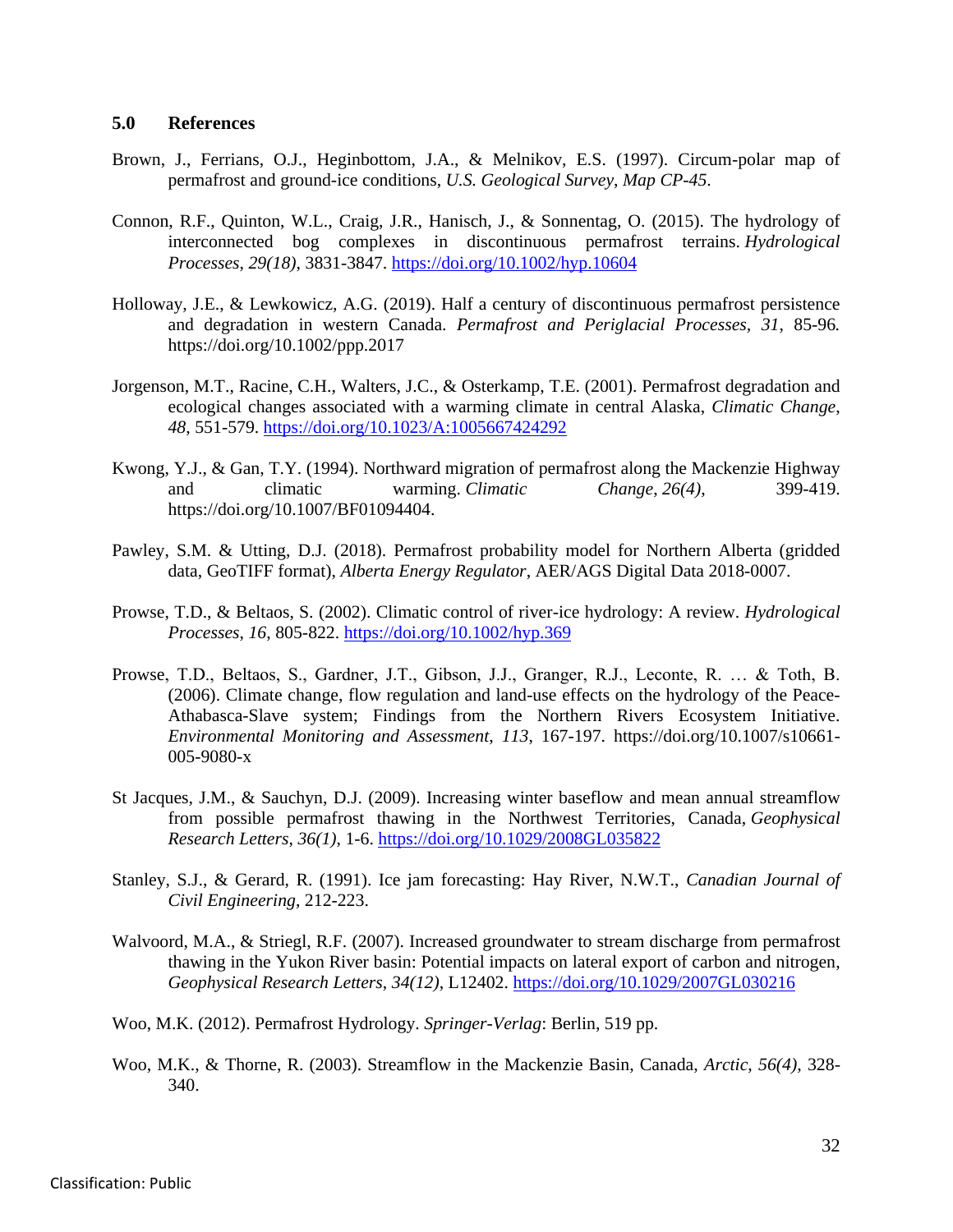## 5.0 References

Brown, J., Ferrians, O.J., Heginbottom, J.A., & Melnikov, E.S. (1997). Circum-polar map of permafrost and ground-ice conditions, *U.S. Geological Survey*, *Map CP-45*.

Connon, R.F., Quinton, W.L., Craig, J.R., Hanisch, J., & Sonnentag, O. (2015). The hydrology of interconnected bog complexes in discontinuous permafrost terrains. *Hydrological Processes*, *29(18)*, 3831-3847. https://doi.org/10.1002/hyp.10604

Holloway, J.E., & Lewkowicz, A.G. (2019). Half a century of discontinuous permafrost persistence and degradation in western Canada. *Permafrost and Periglacial Processes*, *31*, 85-96. https://doi.org/10.1002/ppp.2017

Jorgenson, M.T., Racine, C.H., Walters, J.C., & Osterkamp, T.E. (2001). Permafrost degradation and ecological changes associated with a warming climate in central Alaska, *Climatic Change*, *48*, 551-579. https://doi.org/10.1023/A:1005667424292

Kwong, Y.J., & Gan, T.Y. (1994). Northward migration of permafrost along the Mackenzie Highway and climatic warming. *Climatic Change*, *26(4)*, 399-419. https://doi.org/10.1007/BF01094404.

Pawley, S.M. & Utting, D.J. (2018). Permafrost probability model for Northern Alberta (gridded data, GeoTIFF format), *Alberta Energy Regulator*, AER/AGS Digital Data 2018-0007.

Prowse, T.D., & Beltaos, S. (2002). Climatic control of river-ice hydrology: A review. *Hydrological Processes*, *16*, 805-822. https://doi.org/10.1002/hyp.369

Prowse, T.D., Beltaos, S., Gardner, J.T., Gibson, J.J., Granger, R.J., Leconte, R. … & Toth, B. (2006). Climate change, flow regulation and land-use effects on the hydrology of the Peace-Athabasca-Slave system; Findings from the Northern Rivers Ecosystem Initiative. *Environmental Monitoring and Assessment*, *113*, 167-197. https://doi.org/10.1007/s10661-005-9080-x

St Jacques, J.M., & Sauchyn, D.J. (2009). Increasing winter baseflow and mean annual streamflow from possible permafrost thawing in the Northwest Territories, Canada, *Geophysical Research Letters*, *36(1)*, 1-6. https://doi.org/10.1029/2008GL035822

Stanley, S.J., & Gerard, R. (1991). Ice jam forecasting: Hay River, N.W.T., *Canadian Journal of Civil Engineering*, 212-223.

Walvoord, M.A., & Striegl, R.F. (2007). Increased groundwater to stream discharge from permafrost thawing in the Yukon River basin: Potential impacts on lateral export of carbon and nitrogen, *Geophysical Research Letters*, *34(12)*, L12402. https://doi.org/10.1029/2007GL030216

Woo, M.K. (2012). Permafrost Hydrology. *Springer-Verlag*: Berlin, 519 pp.

Woo, M.K., & Thorne, R. (2003). Streamflow in the Mackenzie Basin, Canada, *Arctic*, *56(4)*, 328-340.

Classification: Public